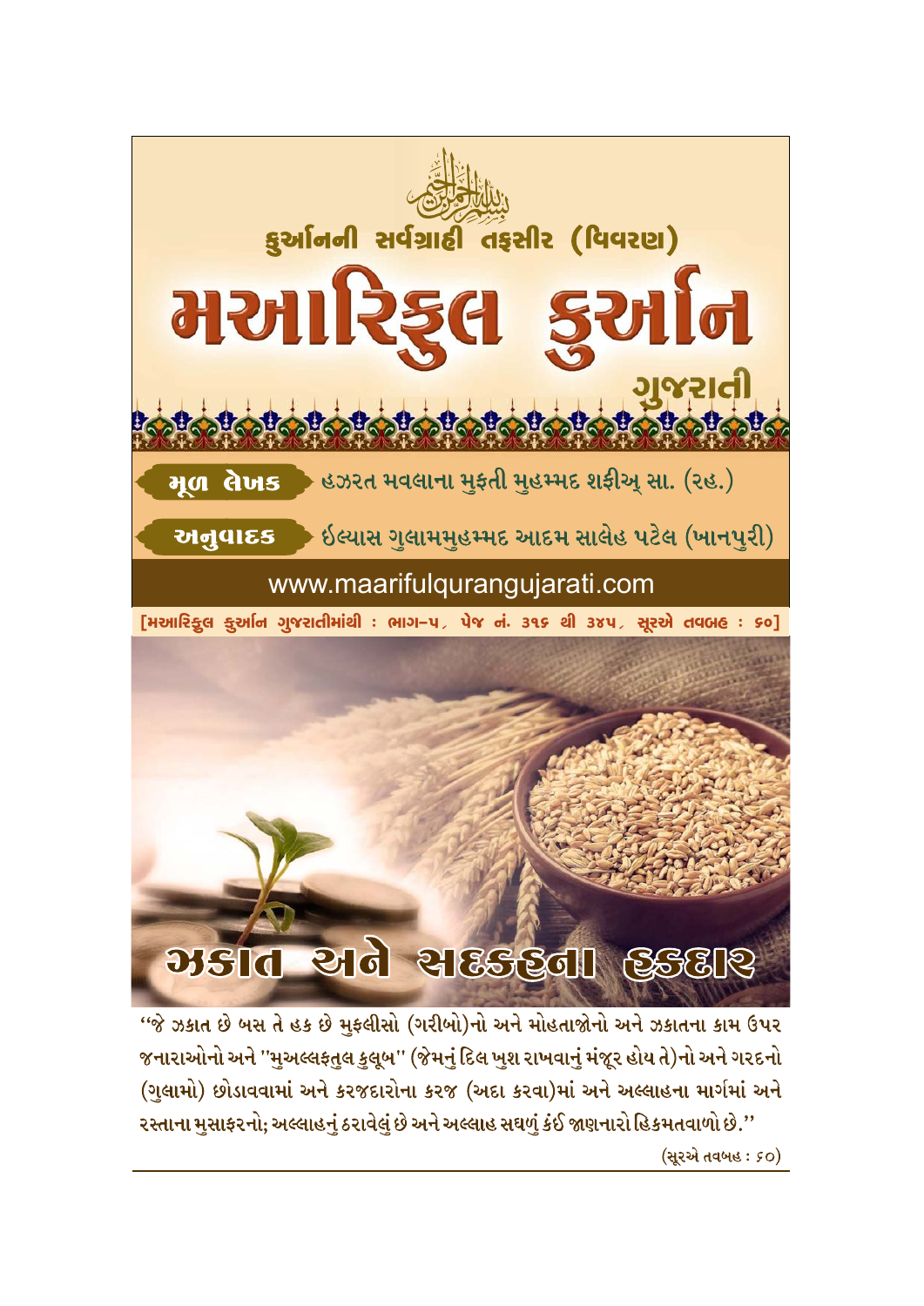بِسْمِ اللّٰهِ الرَّحْمٰنِ الرَّحِيْمِ

કુર્આનની સર્વગ્રાહી તફસીર (વિવરણ)

# મઆરિફુલ કુર્આન

ગુજરાતી

**મૂળ લેખક** હઝરત મવલાના મુફતી મુહમ્મદ શફીઅ્ સા. (રહ.)

**અનુવાદક** ઈલ્યાસ ગુલામમુહમ્મદ આદમ સાલેહ પટેલ (ખાનપુરી)

www.maarifulqurangujarati.com

[મઆરિફુલ કુર્આન ગુજરાતીમાંથી : ભાગ-૫, પેજ નં. ૩૧૬ થી ૩૪૫, સૂરએ તવબહ : ૬૦]

## ઝકાત અને સદકહના હકદાર

"જે ઝકાત છે બસ તે હક છે મુફલીસો (ગરીબો)નો અને મોહતાજોનો અને ઝકાતના કામ ઉપર જનારાઓનો અને "મુઅલ્લફતુલ કુલૂબ" (જેમનું દિલ ખુશ રાખવાનું મંજૂર હોય તે)નો અને ગરદનો (ગુલામો) છોડાવવામાં અને કરજદારોના કરજ (અદા કરવા)માં અને અલ્લાહના માર્ગમાં અને રસ્તાના મુસાફરનો; અલ્લાહનું ઠરાવેલું છે અને અલ્લાહ સઘળું કંઈ જાણનારો હિકમતવાળો છે."

(સૂરએ તવબહ : ૬૦)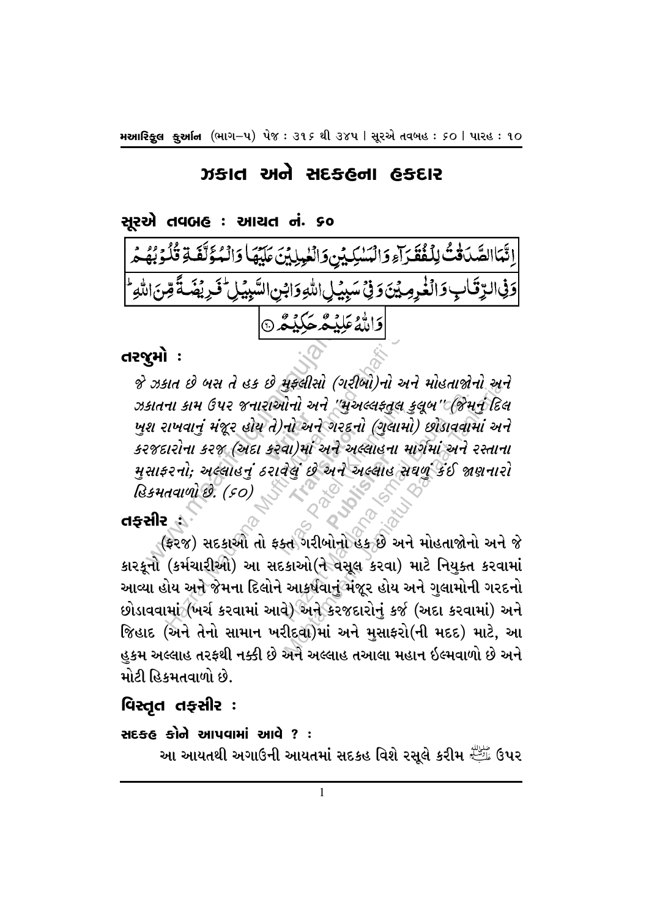## ઝકાત અને સદકહના હકદાર

### સૂરએ તવબહ : આયત નં. ૬૦

إِنَّمَا الصَّدَقَاتُ لِلْفُقَرَاءِ وَالْمَسَاكِينِ وَالْعَامِلِينَ عَلَيْهَا وَالْمُؤَلَّفَةِ قُلُوبُهُمْ وَفِي الرِّقَابِ وَالْغَارِمِينَ وَفِي سَبِيلِ اللَّهِ وَابْنِ السَّبِيلِ ۖ فَرِيضَةً مِّنَ اللَّهِ ۗ وَاللَّهُ عَلِيمٌ حَكِيمٌ ﴿٦٠﴾

### તરજુમો :

*જે ઝકાત છે બસ તે હક છે મુફલીસો (ગરીબો)નો અને મોહતાજોનો અને ઝકાતના કામ ઉપર જનારાઓનો અને "મુઅલ્લફતુલ કુલૂબ" (જેમનું દિલ ખુશ રાખવાનું મંજૂર હોય તે)નો અને ગરદનો (ગુલામો) છોડાવવામાં અને કરજદારોના કરજ (અદા કરવા)માં અને અલ્લાહના માર્ગમાં અને રસ્તાના મુસાફરનો; અલ્લાહનું ઠરાવેલું છે અને અલ્લાહ સઘળું કંઈ જાણનારો હિકમતવાળો છે. (૬૦)*

### તફસીર :

(ફરજ) સદકાઓ તો ફક્ત ગરીબોનો હક છે અને મોહતાજોનો અને જે કારકૂનો (કર્મચારીઓ) આ સદકાઓ(ને વસૂલ કરવા) માટે નિયુક્ત કરવામાં આવ્યા હોય અને જેમના દિલોને આકર્ષવાનું મંજૂર હોય અને ગુલામોની ગરદનો છોડાવવામાં (ખર્ચ કરવામાં આવે) અને કરજદારોનું કર્જ (અદા કરવામાં) અને જિહાદ (અને તેનો સામાન ખરીદવા)માં અને મુસાફરો(ની મદદ) માટે, આ હુકમ અલ્લાહ તરફથી નક્કી છે અને અલ્લાહ તઆલા મહાન ઈલ્મવાળો છે અને મોટી હિકમતવાળો છે.

### વિસ્તૃત તફસીર :

#### સદકહ કોને આપવામાં આવે ? :

આ આયતથી અગાઉની આયતમાં સદકહ વિશે રસૂલે કરીમ ﷺ ઉપર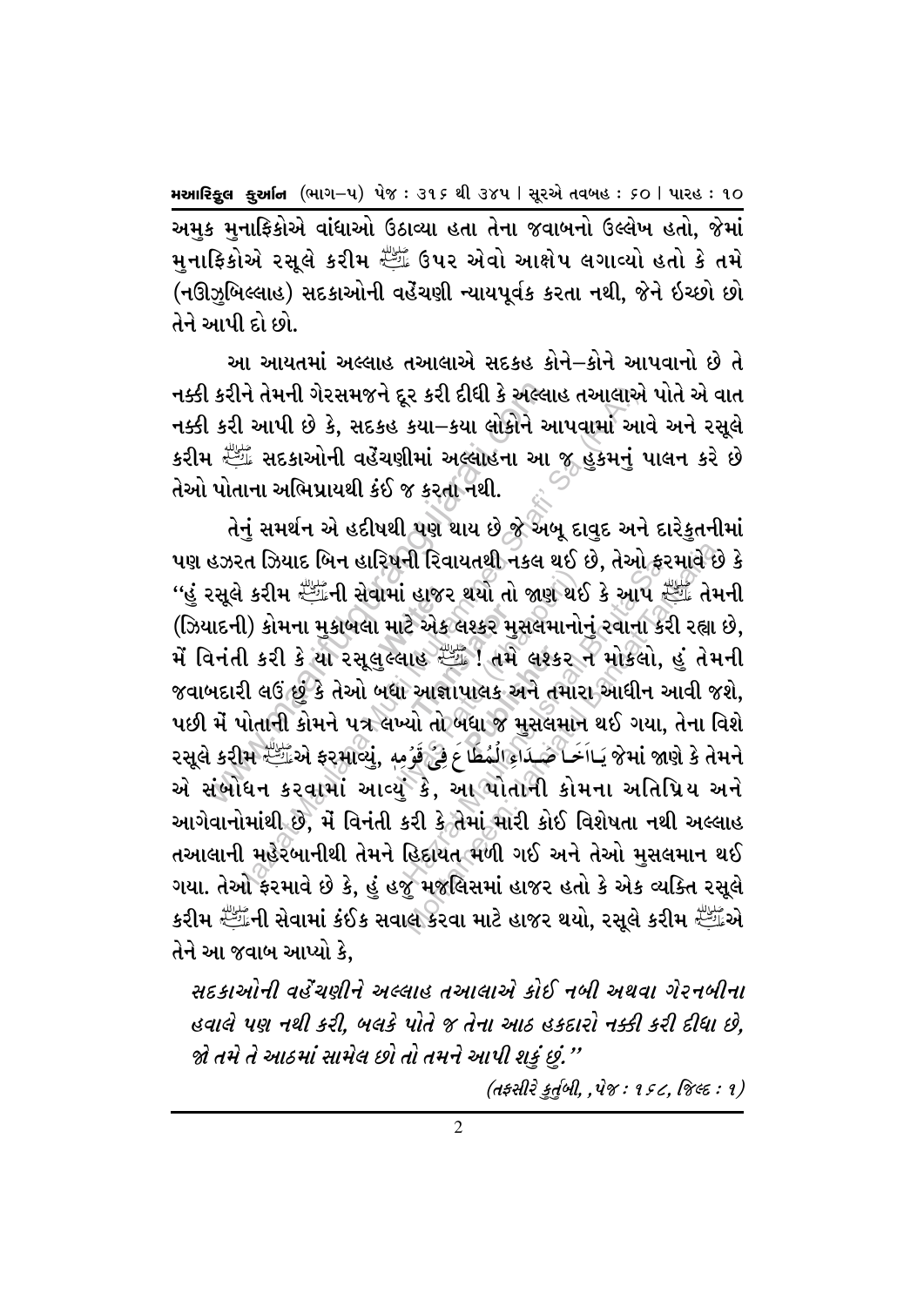અમુક મુનાફિકોએ વાંધાઓ ઉઠાવ્યા હતા તેના જવાબનો ઉલ્લેખ હતો, જેમાં મુનાફિકોએ રસૂલે કરીમ ﷺ ઉપર એવો આક્ષેપ લગાવ્યો હતો કે તમે (નઊઝુબિલ્લાહ) સદકાઓની વહેંચણી ન્યાયપૂર્વક કરતા નથી, જેને ઇચ્છો છો તેને આપી દો છો.

આ આયતમાં અલ્લાહ તઆલાએ સદકહ કોને–કોને આપવાનો છે તે નક્કી કરીને તેમની ગેરસમજને દૂર કરી દીધી કે અલ્લાહ તઆલાએ પોતે એ વાત નક્કી કરી આપી છે કે, સદકહ કયા–કયા લોકોને આપવામાં આવે અને રસૂલે કરીમ ﷺ સદકાઓની વહેંચણીમાં અલ્લાહના આ જ હુકમનું પાલન કરે છે તેઓ પોતાના અભિપ્રાયથી કંઈ જ કરતા નથી.

તેનું સમર્થન એ હદીષથી પણ થાય છે જે અબૂ દાવુદ અને દારેકુતનીમાં પણ હઝરત ઝિયાદ બિન હારિષની રિવાયતથી નકલ થઈ છે, તેઓ ફરમાવે છે કે "હું રસૂલે કરીમ ﷺની સેવામાં હાજર થયો તો જાણ થઈ કે આપ ﷺ તેમની (ઝિયાદની) કોમના મુકાબલા માટે એક લશ્કર મુસલમાનોનું રવાના કરી રહ્યા છે, મેં વિનંતી કરી કે યા રસૂલુલ્લાહ ﷺ! તમે લશ્કર ન મોકલો, હું તેમની જવાબદારી લઉં છું કે તેઓ બધા આજ્ઞાપાલક અને તમારા આધીન આવી જશે, પછી મેં પોતાની કોમને પત્ર લખ્યો તો બધા જ મુસલમાન થઈ ગયા, તેના વિશે રસૂલે કરીમ ﷺએ ફરમાવ્યું, يَا اَخَا صُدَاءِ الْمُطَاعَ فِيْ قَوْمِهٖ જેમાં જાણે કે તેમને એ સંબોધન કરવામાં આવ્યું કે, આ પોતાની કોમના અતિપ્રિય અને આગેવાનોમાંથી છે, મેં વિનંતી કરી કે તેમાં મારી કોઈ વિશેષતા નથી અલ્લાહ તઆલાની મહેરબાનીથી તેમને હિદાયત મળી ગઈ અને તેઓ મુસલમાન થઈ ગયા. તેઓ ફરમાવે છે કે, હું હજુ મજલિસમાં હાજર હતો કે એક વ્યક્તિ રસૂલે કરીમ ﷺની સેવામાં કંઈક સવાલ કરવા માટે હાજર થયો, રસૂલે કરીમ ﷺએ તેને આ જવાબ આપ્યો કે,

*સદકાઓની વહેંચણીને અલ્લાહ તઆલાએ કોઈ નબી અથવા ગેરનબીના હવાલે પણ નથી કરી, બલકે પોતે જ તેના આઠ હકદારો નક્કી કરી દીધા છે, જો તમે તે આઠમાં સામેલ છો તો તમને આપી શકું છું."*

*(તફસીરે કુર્તુબી, ,પેજ : ૧૬૮, જિલ્દ : ૧)*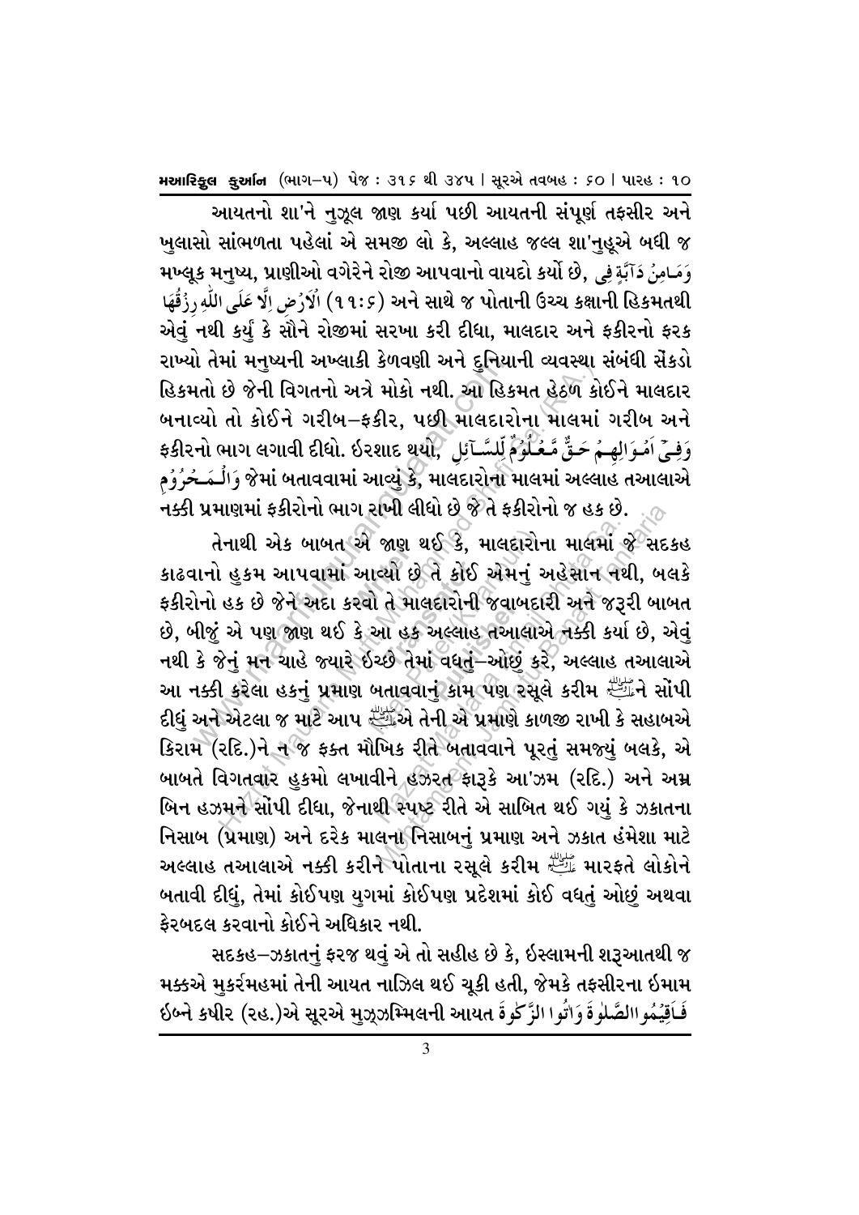આયતનો શા'ને નુઝૂલ જાણ કર્યા પછી આયતની સંપૂર્ણ તફસીર અને ખુલાસો સાંભળતા પહેલાં એ સમજી લો કે, અલ્લાહ જલ્લ શા'નુહૂએ બધી જ મખ્લૂક મનુષ્ય, પ્રાણીઓ વગેરેને રોજી આપવાનો વાયદો કર્યો છે, وَمَا مِنْ دَآبَّةٍ فِى الْاَرْضِ اِلَّا عَلَى اللّٰهِ رِزْقُهَا (૧૧:૬) અને સાથે જ પોતાની ઉચ્ચ કક્ષાની હિકમતથી એવું નથી કર્યું કે સૌને રોજીમાં સરખા કરી દીધા, માલદાર અને ફકીરનો ફરક રાખ્યો તેમાં મનુષ્યની અખ્લાકી કેળવણી અને દુનિયાની વ્યવસ્થા સંબંધી સેંકડો હિકમતો છે જેની વિગતનો અત્રે મોકો નથી. આ હિકમત હેઠળ કોઈને માલદાર બનાવ્યો તો કોઈને ગરીબ–ફકીર, પછી માલદારોના માલમાં ગરીબ અને ફકીરનો ભાગ લગાવી દીધો. ઇરશાદ થયો, وَفِىْٓ اَمْوَالِهِمْ حَقٌّ مَّعْلُوْمٌ لِّلسَّآئِلِ وَالْمَحْرُوْمِ જેમાં બતાવવામાં આવ્યું કે, માલદારોના માલમાં અલ્લાહ તઆલાએ નક્કી પ્રમાણમાં ફકીરોનો ભાગ રાખી લીધો છે જે તે ફકીરોનો જ હક છે.

તેનાથી એક બાબત એ જાણ થઈ કે, માલદારોના માલમાં જે સદકહ કાઢવાનો હુકમ આપવામાં આવ્યો છે તે કોઈ એમનું અહેસાન નથી, બલકે ફકીરોનો હક છે જેને અદા કરવો તે માલદારોની જવાબદારી અને જરૂરી બાબત છે, બીજું એ પણ જાણ થઈ કે આ હક અલ્લાહ તઆલાએ નક્કી કર્યા છે, એવું નથી કે જેનું મન ચાહે જ્યારે ઇચ્છે તેમાં વધતું–ઓછું કરે, અલ્લાહ તઆલાએ આ નક્કી કરેલા હકનું પ્રમાણ બતાવવાનું કામ પણ રસૂલે કરીમ ﷺને સોંપી દીધું અને એટલા જ માટે આપ ﷺએ તેની એ પ્રમાણે કાળજી રાખી કે સહાબએ કિરામ (રદિ.)ને ન જ ફક્ત મૌખિક રીતે બતાવવાને પૂરતું સમજ્યું બલકે, એ બાબતે વિગતવાર હુકમો લખાવીને હઝરત ફારૂકે આ'ઝમ (રદિ.) અને અમ્ર બિન હઝમને સોંપી દીધા, જેનાથી સ્પષ્ટ રીતે એ સાબિત થઈ ગયું કે ઝકાતના નિસાબ (પ્રમાણ) અને દરેક માલના નિસાબનું પ્રમાણ અને ઝકાત હંમેશા માટે અલ્લાહ તઆલાએ નક્કી કરીને પોતાના રસૂલે કરીમ ﷺ મારફતે લોકોને બતાવી દીધું, તેમાં કોઈપણ યુગમાં કોઈપણ પ્રદેશમાં કોઈ વધતું ઓછું અથવા ફેરબદલ કરવાનો કોઈને અધિકાર નથી.

સદકહ–ઝકાતનું ફરજ થવું એ તો સહીહ છે કે, ઇસ્લામની શરૂઆતથી જ મક્કએ મુકર્રમહમાં તેની આયત નાઝિલ થઈ ચૂકી હતી, જેમકે તફસીરના ઇમામ ઇબ્ને કષીર (રહ.)એ સૂરએ મુઝ્ઝમ્મિલની આયત فَاَقِيْمُوا الصَّلٰوةَ وَاٰتُوا الزَّكٰوةَ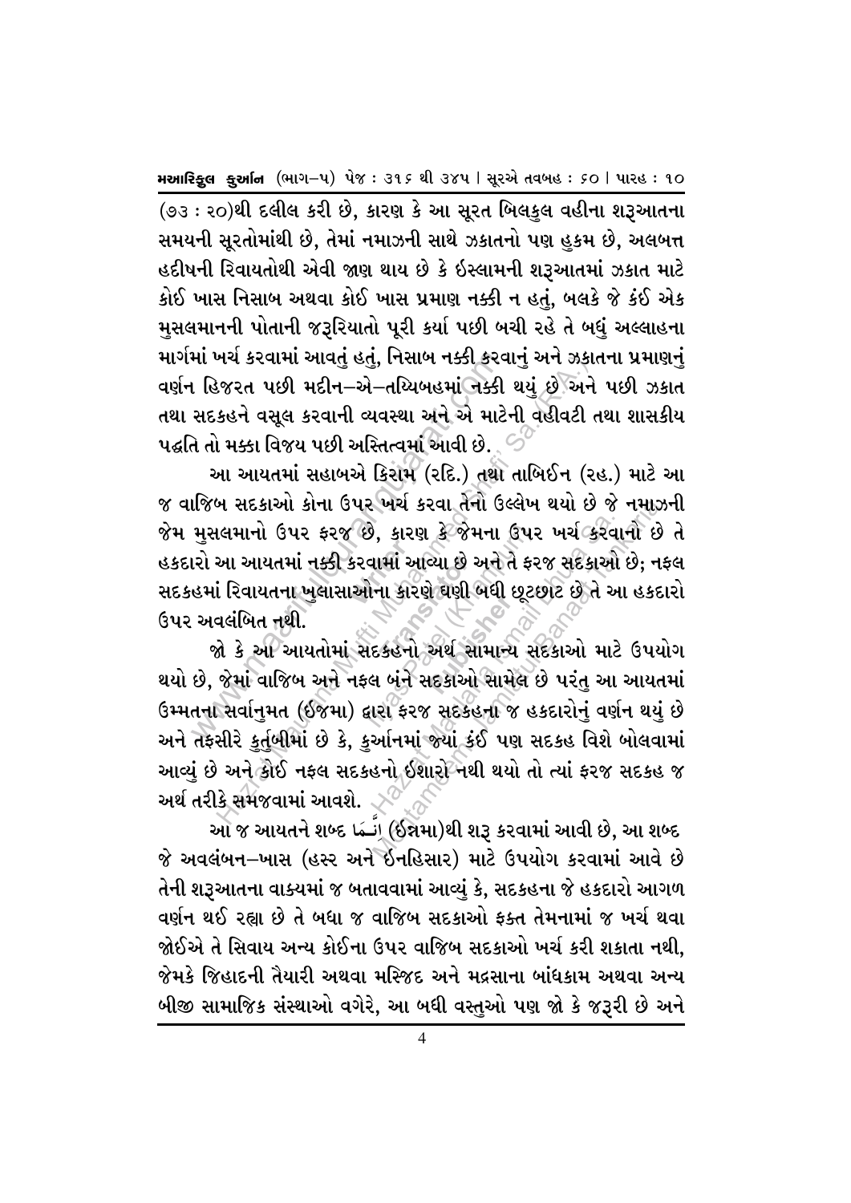(૭૩ : ૨૦)થી દલીલ કરી છે, કારણ કે આ સૂરત બિલકુલ વહીના શરૂઆતના સમયની સૂરતોમાંથી છે, તેમાં નમાઝની સાથે ઝકાતનો પણ હુકમ છે, અલબત્ત હદીષની રિવાયતોથી એવી જાણ થાય છે કે ઈસ્લામની શરૂઆતમાં ઝકાત માટે કોઈ ખાસ નિસાબ અથવા કોઈ ખાસ પ્રમાણ નક્કી ન હતું, બલકે જે કંઈ એક મુસલમાનની પોતાની જરૂરિયાતો પૂરી કર્યા પછી બચી રહે તે બધું અલ્લાહના માર્ગમાં ખર્ચ કરવામાં આવતું હતું, નિસાબ નક્કી કરવાનું અને ઝકાતના પ્રમાણનું વર્ણન હિજરત પછી મદીન–એ–તચ્યિબહમાં નક્કી થયું છે અને પછી ઝકાત તથા સદકહને વસૂલ કરવાની વ્યવસ્થા અને એ માટેની વહીવટી તથા શાસકીય પદ્ધતિ તો મક્કા વિજય પછી અસ્તિત્વમાં આવી છે.

આ આયતમાં સહાબએ કિરામ (રદિ.) તથા તાબિઈન (રહ.) માટે આ જ વાજિબ સદકાઓ કોના ઉપર ખર્ચ કરવા તેનો ઉલ્લેખ થયો છે જે નમાઝની જેમ મુસલમાનો ઉપર ફરજ છે, કારણ કે જેમના ઉપર ખર્ચ કરવાનો છે તે હકદારો આ આયતમાં નક્કી કરવામાં આવ્યા છે અને તે ફરજ સદકાઓ છે; નફલ સદકહમાં રિવાયતના ખુલાસાઓના કારણે ઘણી બધી છૂટછાટ છે તે આ હકદારો ઉપર અવલંબિત નથી.

જો કે આ આયતોમાં સદકહનો અર્થ સામાન્ય સદકાઓ માટે ઉપયોગ થયો છે, જેમાં વાજિબ અને નફલ બંને સદકાઓ સામેલ છે પરંતુ આ આયતમાં ઉમ્મતના સર્વાનુમત (ઈજમા) દ્વારા ફરજ સદકહના જ હકદારોનું વર્ણન થયું છે અને તફસીરે કુર્તુબીમાં છે કે, કુર્આનમાં જ્યાં કંઈ પણ સદકહ વિશે બોલવામાં આવ્યું છે અને કોઈ નફલ સદકહનો ઈશારો નથી થયો તો ત્યાં ફરજ સદકહ જ અર્થ તરીકે સમજવામાં આવશે.

આ જ આયતને શબ્દ إِنَّمَا (ઈન્નમા)થી શરૂ કરવામાં આવી છે, આ શબ્દ જે અવલંબન–ખાસ (હસ્ર અને ઈનહિસાર) માટે ઉપયોગ કરવામાં આવે છે તેની શરૂઆતના વાક્યમાં જ બતાવવામાં આવ્યું કે, સદકહના જે હકદારો આગળ વર્ણન થઈ રહ્યા છે તે બધા જ વાજિબ સદકાઓ ફક્ત તેમનામાં જ ખર્ચ થવા જોઈએ તે સિવાય અન્ય કોઈના ઉપર વાજિબ સદકાઓ ખર્ચ કરી શકાતા નથી, જેમકે જિહાદની તૈયારી અથવા મસ્જિદ અને મદ્રસાના બાંધકામ અથવા અન્ય બીજી સામાજિક સંસ્થાઓ વગેરે, આ બધી વસ્તુઓ પણ જો કે જરૂરી છે અને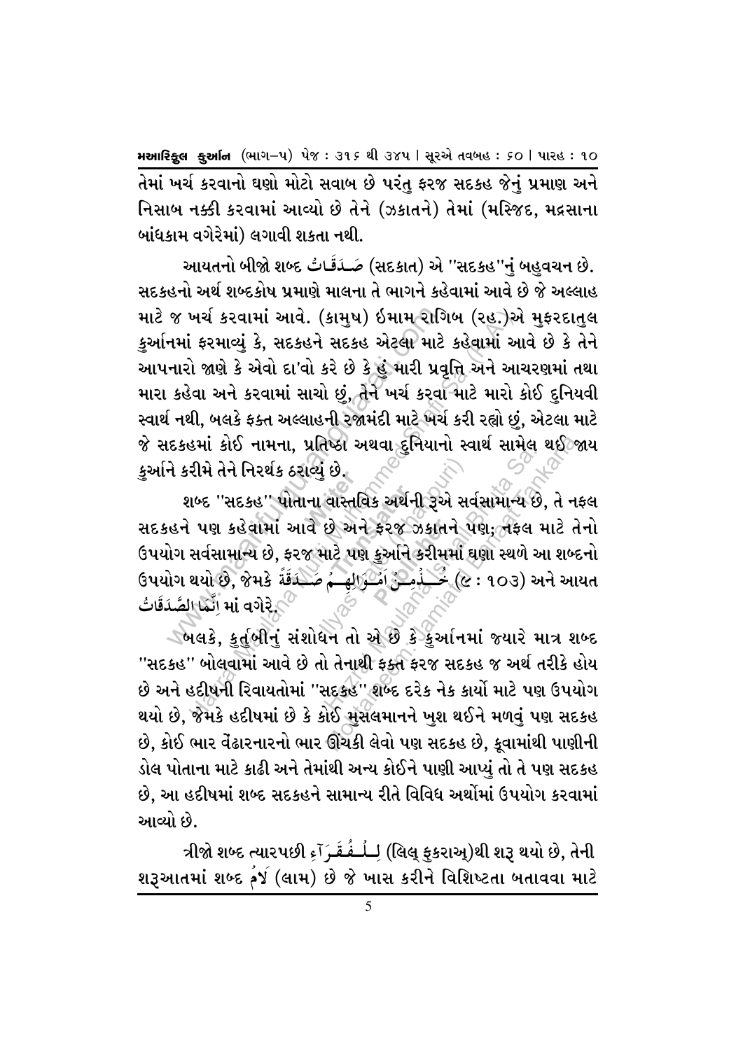તેમાં ખર્ચ કરવાનો ઘણો મોટો સવાબ છે પરંતુ ફરજ સદકહ જેનું પ્રમાણ અને નિસાબ નક્કી કરવામાં આવ્યો છે તેને (ઝકાતને) તેમાં (મસ્જિદ, મદ્રસાના બાંધકામ વગેરેમાં) લગાવી શકતા નથી.

આયતનો બીજો શબ્દ صَدَقَاتُ (સદકાત) એ "સદકહ"નું બહુવચન છે. સદકહનો અર્થ શબ્દકોષ પ્રમાણે માલના તે ભાગને કહેવામાં આવે છે જે અલ્લાહ માટે જ ખર્ચ કરવામાં આવે. (કામુષ) ઈમામ રાગિબ (રહ.)એ મુફરદાતુલ કુર્આનમાં ફરમાવ્યું કે, સદકહને સદકહ એટલા માટે કહેવામાં આવે છે કે તેને આપનારો જાણે કે એવો દા'વો કરે છે કે હું મારી પ્રવૃત્તિ અને આચરણમાં તથા મારા કહેવા અને કરવામાં સાચો છું, તેને ખર્ચ કરવા માટે મારો કોઈ દુનિયવી સ્વાર્થ નથી, બલકે ફક્ત અલ્લાહની રજામંદી માટે ખર્ચ કરી રહ્યો છું, એટલા માટે જે સદકહમાં કોઈ નામના, પ્રતિષ્ઠા અથવા દુનિયાનો સ્વાર્થ સામેલ થઈ જાય કુર્આને કરીમે તેને નિરર્થક ઠરાવ્યું છે.

શબ્દ "સદકહ" પોતાના વાસ્તવિક અર્થની રૂએ સર્વસામાન્ય છે, તે નફલ સદકહને પણ કહેવામાં આવે છે અને ફરજ ઝકાતને પણ; નફલ માટે તેનો ઉપયોગ સર્વસામાન્ય છે, ફરજ માટે પણ કુર્આને કરીમમાં ઘણા સ્થળે આ શબ્દનો ઉપયોગ થયો છે, જેમકે خُذْ مِنْ اَمْوَالِهِمْ صَدَقَةً (૯ : ૧૦૩) અને આયત اِنَّمَا الصَّدَقَاتُ માં વગેરે.

બલકે, કુર્તુબીનું સંશોધન તો એ છે કે કુર્આનમાં જ્યારે માત્ર શબ્દ "સદકહ" બોલવામાં આવે છે તો તેનાથી ફક્ત ફરજ સદકહ જ અર્થ તરીકે હોય છે અને હદીષની રિવાયતોમાં "સદકહ" શબ્દ દરેક નેક કાર્યો માટે પણ ઉપયોગ થયો છે, જેમકે હદીષમાં છે કે કોઈ મુસલમાનને ખુશ થઈને મળવું પણ સદકહ છે, કોઈ ભાર વેંઢારનારનો ભાર ઊંચકી લેવો પણ સદકહ છે, કૂવામાંથી પાણીની ડોલ પોતાના માટે કાઢી અને તેમાંથી અન્ય કોઈને પાણી આપ્યું તો તે પણ સદકહ છે, આ હદીષમાં શબ્દ સદકહને સામાન્ય રીતે વિવિધ અર્થોમાં ઉપયોગ કરવામાં આવ્યો છે.

ત્રીજો શબ્દ ત્યારપછી لِلْفُقَرَآءِ (લિલ્ ફુકરાઅ્)થી શરૂ થયો છે, તેની શરૂઆતમાં શબ્દ لاَمْ (લામ) છે જે ખાસ કરીને વિશિષ્ટતા બતાવવા માટે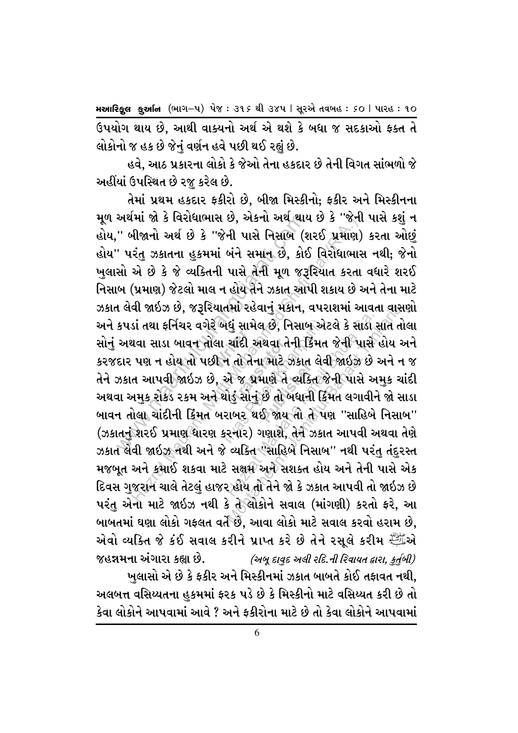ઉપયોગ થાય છે, આથી વાક્યનો અર્થ એ થશે કે બધા જ સદકાઓ ફક્ત તે લોકોનો જ હક છે જેનું વર્ણન હવે પછી થઈ રહ્યું છે.

હવે, આઠ પ્રકારના લોકો કે જેઓ તેના હકદાર છે તેની વિગત સાંભળો જે અહીંયાં ઉપસ્થિત છે રજૂ કરેલ છે.

તેમાં પ્રથમ હકદાર ફકીરો છે, બીજા મિસ્કીનો; ફકીર અને મિસ્કીનના મૂળ અર્થમાં જો કે વિરોધાભાસ છે, એકનો અર્થ થાય છે કે "જેની પાસે કશું ન હોય," બીજાનો અર્થ છે કે "જેની પાસે નિસાબ (શરઈ પ્રમાણ) કરતા ઓછું હોય" પરંતુ ઝકાતના હુકમમાં બંને સમાન છે, કોઈ વિરોધાભાસ નથી; જેનો ખુલાસો એ છે કે જે વ્યક્તિની પાસે તેની મૂળ જરૂરિયાત કરતા વધારે શરઈ નિસાબ (પ્રમાણ) જેટલો માલ ન હોય તેને ઝકાત આપી શકાય છે અને તેના માટે ઝકાત લેવી જાઈઝ છે, જરૂરિયાતમાં રહેવાનું મકાન, વપરાશમાં આવતા વાસણો અને કપડાં તથા ફર્નિચર વગેરે બધું સામેલ છે, નિસાબ એટલે કે સાડા સાત તોલા સોનું અથવા સાડા બાવન તોલા ચાંદી અથવા તેની કિંમત જેની પાસે હોય અને કરજદાર પણ ન હોય તો પછી ન તો તેના માટે ઝકાત લેવી જાઈઝ છે અને ન જ તેને ઝકાત આપવી જાઈઝ છે, એ જ પ્રમાણે તે વ્યક્તિ જેની પાસે અમુક ચાંદી અથવા અમુક રોકડ રકમ અને થોડું સોનું છે તો બધાની કિંમત લગાવીને જો સાડા બાવન તોલા ચાંદીની કિંમત બરાબર થઈ જાય તો તે પણ "સાહિબે નિસાબ" (ઝકાતનું શરઈ પ્રમાણ ધારણ કરનાર) ગણાશે, તેને ઝકાત આપવી અથવા તેણે ઝકાત લેવી જાઈઝ નથી અને જે વ્યક્તિ "સાહિબે નિસાબ" નથી પરંતુ તંદુરસ્ત મજબૂત અને કમાઈ શકવા માટે સક્ષમ અને સશક્ત હોય અને તેની પાસે એક દિવસ ગુજરાન ચાલે તેટલું હાજર હોય તો તેને જો કે ઝકાત આપવી તો જાઈઝ છે પરંતુ એના માટે જાઈઝ નથી કે તે લોકોને સવાલ (માંગણી) કરતો ફરે, આ બાબતમાં ઘણા લોકો ગફલત વર્તે છે, આવા લોકો માટે સવાલ કરવો હરામ છે, એવો વ્યક્તિ જે કંઈ સવાલ કરીને પ્રાપ્ત કરે છે તેને રસૂલે કરીમ ﷺએ જહન્નમના અંગારા કહ્યા છે. *(અબૂ દાવુદ અલી રદિ.ની રિવાયત દ્વારા, કુર્તુબી)*

ખુલાસો એ છે કે ફકીર અને મિસ્કીનમાં ઝકાત બાબતે કોઈ તફાવત નથી, અલબત્ત વસિય્યતના હુકમમાં ફરક પડે છે કે મિસ્કીનો માટે વસિય્યત કરી છે તો કેવા લોકોને આપવામાં આવે ? અને ફકીરોના માટે છે તો કેવા લોકોને આપવામાં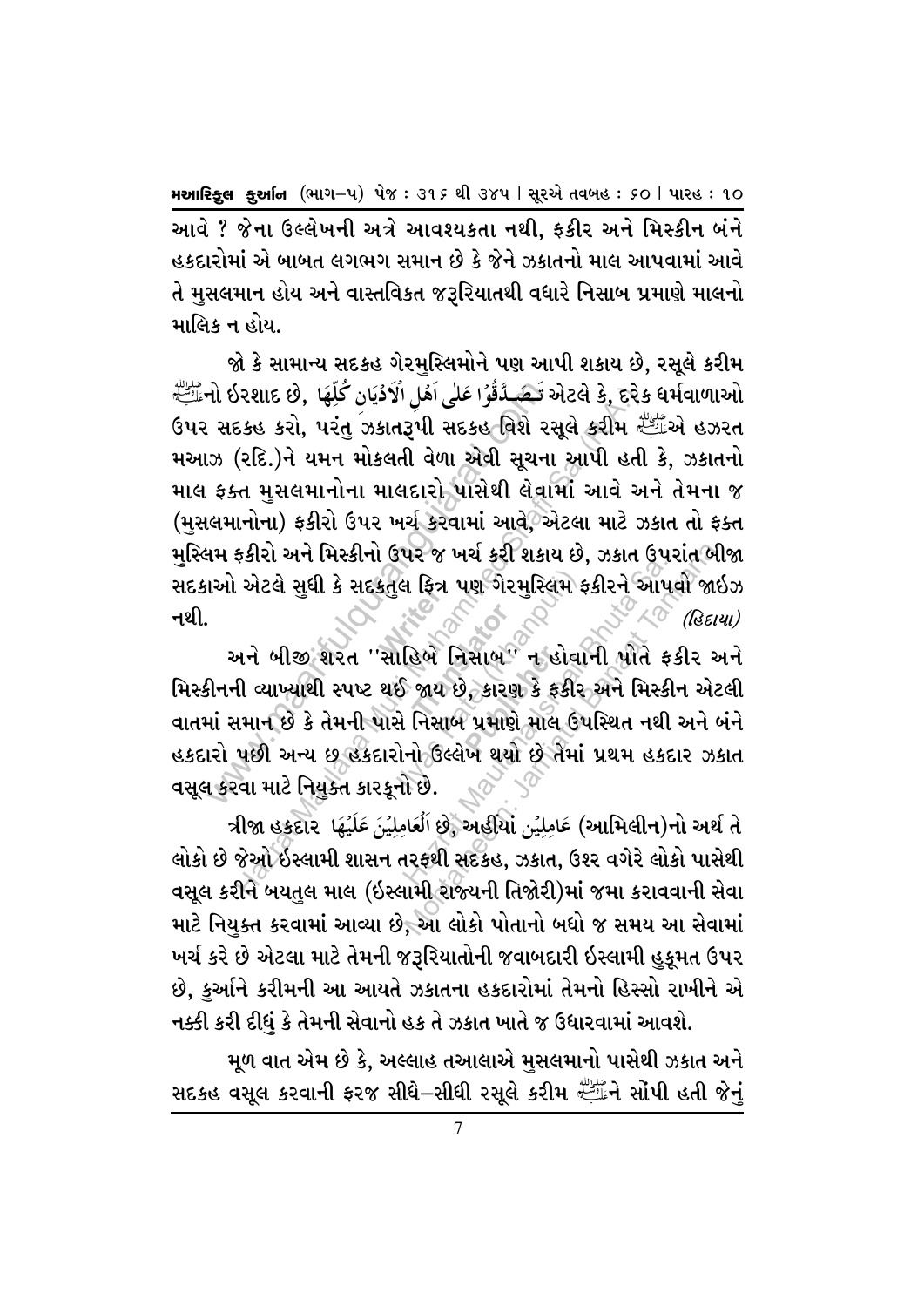આવે ? જેના ઉલ્લેખની અત્રે આવશ્યકતા નથી, ફકીર અને મિસ્કીન બંને હકદારોમાં એ બાબત લગભગ સમાન છે કે જેને ઝકાતનો માલ આપવામાં આવે તે મુસલમાન હોય અને વાસ્તવિકત જરૂરિયાતથી વધારે નિસાબ પ્રમાણે માલનો માલિક ન હોય.

જો કે સામાન્ય સદકહ ગેરમુસ્લિમોને પણ આપી શકાય છે, રસૂલે કરીમ ﷺનો ઇરશાદ છે, تَصَدَّقُوْا عَلٰى اَهْلِ الْاَدْيَانِ كُلِّهَا એટલે કે, દરેક ધર્મવાળાઓ ઉપર સદકહ કરો, પરંતુ ઝકાતરૂપી સદકહ વિશે રસૂલે કરીમ ﷺએ હઝરત મઆઝ (રદિ.)ને યમન મોકલતી વેળા એવી સૂચના આપી હતી કે, ઝકાતનો માલ ફક્ત મુસલમાનોના માલદારો પાસેથી લેવામાં આવે અને તેમના જ (મુસલમાનોના) ફકીરો ઉપર ખર્ચ કરવામાં આવે, એટલા માટે ઝકાત તો ફક્ત મુસ્લિમ ફકીરો અને મિસ્કીનો ઉપર જ ખર્ચ કરી શકાય છે, ઝકાત ઉપરાંત બીજા સદકાઓ એટલે સુધી કે સદકતુલ ફિત્ર પણ ગેરમુસ્લિમ ફકીરને આપવો જાઇઝ નથી. *(હિદાયા)*

અને બીજી શરત "સાહિબે નિસાબ" ન હોવાની પોતે ફકીર અને મિસ્કીનની વ્યાખ્યાથી સ્પષ્ટ થઈ જાય છે, કારણ કે ફકીર અને મિસ્કીન એટલી વાતમાં સમાન છે કે તેમની પાસે નિસાબ પ્રમાણે માલ ઉપસ્થિત નથી અને બંને હકદારો પછી અન્ય છ હકદારોનો ઉલ્લેખ થયો છે તેમાં પ્રથમ હકદાર ઝકાત વસૂલ કરવા માટે નિયુક્ત કારકૂનો છે.

ત્રીજા હકદાર اَلْعَامِلِيْنَ عَلَيْهَا છે, અહીંયાં عَامِلِيْن (આમિલીન)નો અર્થ તે લોકો છે જેઓ ઇસ્લામી શાસન તરફથી સદકહ, ઝકાત, ઉશ્ર વગેરે લોકો પાસેથી વસૂલ કરીને બયતુલ માલ (ઇસ્લામી રાજ્યની તિજોરી)માં જમા કરાવવાની સેવા માટે નિયુક્ત કરવામાં આવ્યા છે, આ લોકો પોતાનો બધો જ સમય આ સેવામાં ખર્ચ કરે છે એટલા માટે તેમની જરૂરિયાતોની જવાબદારી ઇસ્લામી હુકૂમત ઉપર છે, કુર્આને કરીમની આ આયતે ઝકાતના હકદારોમાં તેમનો હિસ્સો રાખીને એ નક્કી કરી દીધું કે તેમની સેવાનો હક તે ઝકાત ખાતે જ ઉધારવામાં આવશે.

મૂળ વાત એમ છે કે, અલ્લાહ તઆલાએ મુસલમાનો પાસેથી ઝકાત અને સદકહ વસૂલ કરવાની ફરજ સીધે–સીધી રસૂલે કરીમ ﷺને સોંપી હતી જેનું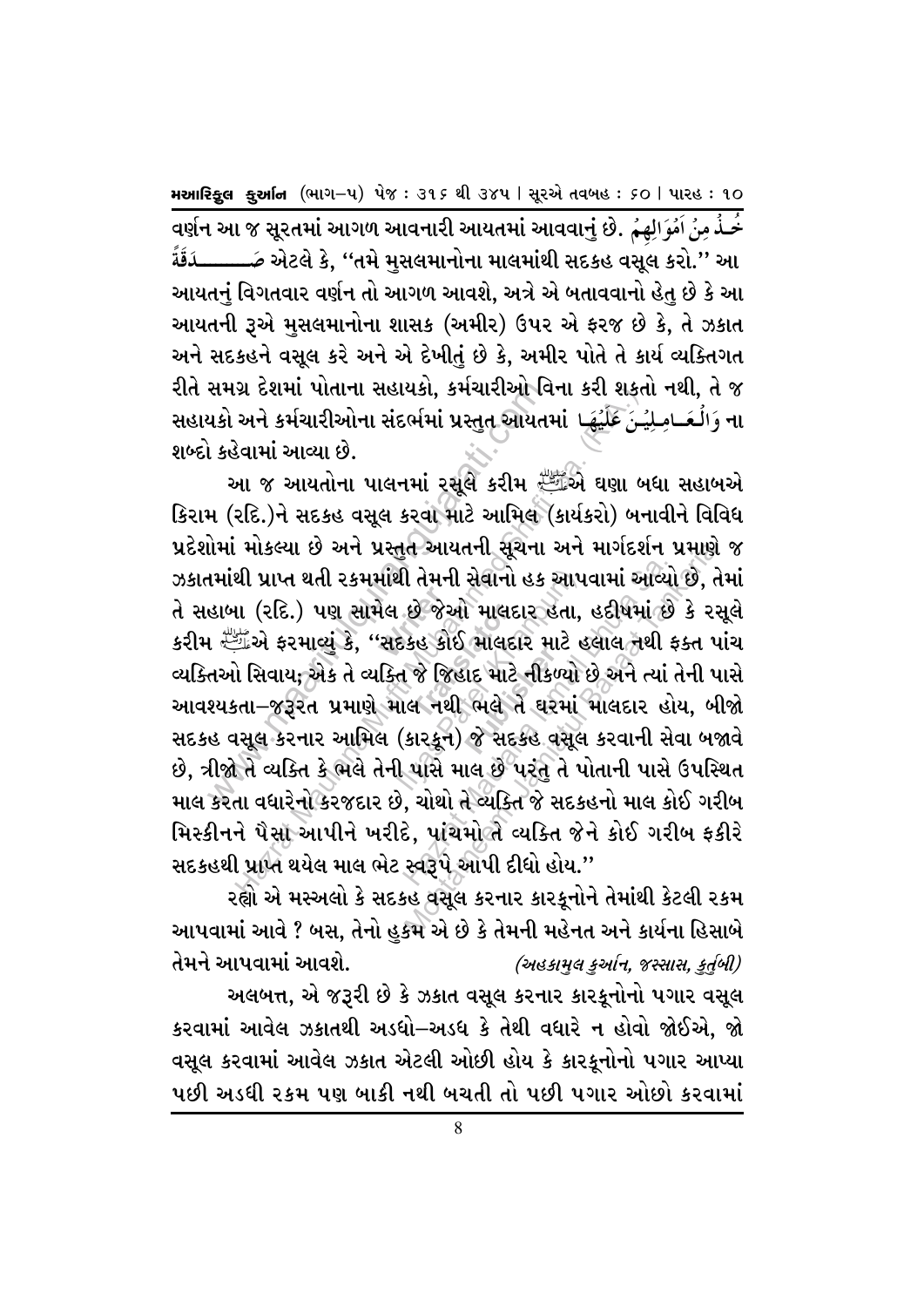વર્ણન આ જ સૂરતમાં આગળ આવનારી આયતમાં આવવાનું છે. خُذْ مِنْ اَمْوَالِهِمْ صَدَقَةً એટલે કે, "તમે મુસલમાનોના માલમાંથી સદકહ વસૂલ કરો." આ આયતનું વિગતવાર વર્ણન તો આગળ આવશે, અત્રે એ બતાવવાનો હેતુ છે કે આ આયતની રૂએ મુસલમાનોના શાસક (અમીર) ઉપર એ ફરજ છે કે, તે ઝકાત અને સદકહને વસૂલ કરે અને એ દેખીતું છે કે, અમીર પોતે તે કાર્ય વ્યક્તિગત રીતે સમગ્ર દેશમાં પોતાના સહાયકો, કર્મચારીઓ વિના કરી શકતો નથી, તે જ સહાયકો અને કર્મચારીઓના સંદર્ભમાં પ્રસ્તુત આયતમાં وَالْعَامِلِيْنَ عَلَيْهَا ના શબ્દો કહેવામાં આવ્યા છે.

આ જ આયતોના પાલનમાં રસૂલે કરીમ ﷺએ ઘણા બધા સહાબએ કિરામ (રદિ.)ને સદકહ વસૂલ કરવા માટે આમિલ (કાર્યકરો) બનાવીને વિવિધ પ્રદેશોમાં મોકલ્યા છે અને પ્રસ્તુત આયતની સૂચના અને માર્ગદર્શન પ્રમાણે જ ઝકાતમાંથી પ્રાપ્ત થતી રકમમાંથી તેમની સેવાનો હક આપવામાં આવ્યો છે, તેમાં તે સહાબા (રદિ.) પણ સામેલ છે જેઓ માલદાર હતા, હદીષમાં છે કે રસૂલે કરીમ ﷺએ ફરમાવ્યું કે, "સદકહ કોઈ માલદાર માટે હલાલ નથી ફક્ત પાંચ વ્યક્તિઓ સિવાય; એક તે વ્યક્તિ જે જિહાદ માટે નીકળ્યો છે અને ત્યાં તેની પાસે આવશ્યકતા–જરૂરત પ્રમાણે માલ નથી ભલે તે ઘરમાં માલદાર હોય, બીજો સદકહ વસૂલ કરનાર આમિલ (કારકૂન) જે સદકહ વસૂલ કરવાની સેવા બજાવે છે, ત્રીજો તે વ્યક્તિ કે ભલે તેની પાસે માલ છે પરંતુ તે પોતાની પાસે ઉપસ્થિત માલ કરતા વધારેનો કરજદાર છે, ચોથો તે વ્યક્તિ જે સદકહનો માલ કોઈ ગરીબ મિસ્કીનને પૈસા આપીને ખરીદે, પાંચમો તે વ્યક્તિ જેને કોઈ ગરીબ ફકીરે સદકહથી પ્રાપ્ત થયેલ માલ ભેટ સ્વરૂપે આપી દીધો હોય."

રહ્યો એ મસ્અલો કે સદકહ વસૂલ કરનાર કારકૂનોને તેમાંથી કેટલી રકમ આપવામાં આવે ? બસ, તેનો હુકમ એ છે કે તેમની મહેનત અને કાર્યના હિસાબે તેમને આપવામાં આવશે. *(અહકામુલ કુર્આન, જસ્સાસ, કુર્તુબી)*

અલબત્ત, એ જરૂરી છે કે ઝકાત વસૂલ કરનાર કારકૂનોનો પગાર વસૂલ કરવામાં આવેલ ઝકાતથી અડધો–અડધ કે તેથી વધારે ન હોવો જોઈએ, જો વસૂલ કરવામાં આવેલ ઝકાત એટલી ઓછી હોય કે કારકૂનોનો પગાર આપ્યા પછી અડધી રકમ પણ બાકી નથી બચતી તો પછી પગાર ઓછો કરવામાં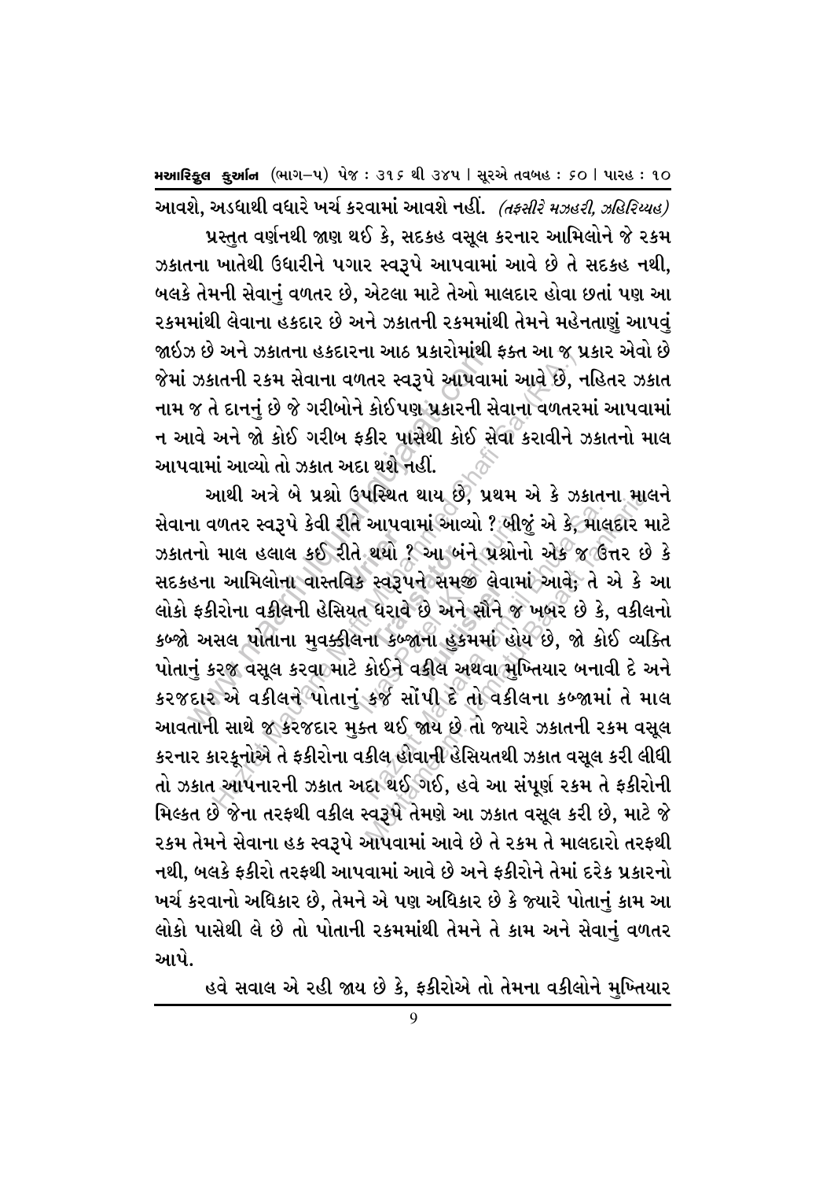આવશે, અડધાથી વધારે ખર્ચ કરવામાં આવશે નહીં. *(તફસીરે મઝહરી, ઝહિરિય્યહ)*

પ્રસ્તુત વર્ણનથી જાણ થઈ કે, સદકહ વસૂલ કરનાર આમિલોને જે રકમ ઝકાતના ખાતેથી ઉધારીને પગાર સ્વરૂપે આપવામાં આવે છે તે સદકહ નથી, બલકે તેમની સેવાનું વળતર છે, એટલા માટે તેઓ માલદાર હોવા છતાં પણ આ રકમમાંથી લેવાના હકદાર છે અને ઝકાતની રકમમાંથી તેમને મહેનતાણું આપવું જાઈઝ છે અને ઝકાતના હકદારના આઠ પ્રકારોમાંથી ફક્ત આ જ પ્રકાર એવો છે જેમાં ઝકાતની રકમ સેવાના વળતર સ્વરૂપે આપવામાં આવે છે, નહિતર ઝકાત નામ જ તે દાનનું છે જે ગરીબોને કોઈપણ પ્રકારની સેવાના વળતરમાં આપવામાં ન આવે અને જો કોઈ ગરીબ ફકીર પાસેથી કોઈ સેવા કરાવીને ઝકાતનો માલ આપવામાં આવ્યો તો ઝકાત અદા થશે નહીં.

આથી અત્રે બે પ્રશ્નો ઉપસ્થિત થાય છે, પ્રથમ એ કે ઝકાતના માલને સેવાના વળતર સ્વરૂપે કેવી રીતે આપવામાં આવ્યો ? બીજું એ કે, માલદાર માટે ઝકાતનો માલ હલાલ કઈ રીતે થયો ? આ બંને પ્રશ્નોનો એક જ ઉત્તર છે કે સદકહના આમિલોના વાસ્તવિક સ્વરૂપને સમજી લેવામાં આવે; તે એ કે આ લોકો ફકીરોના વકીલની હેસિયત ધરાવે છે અને સૌને જ ખબર છે કે, વકીલનો કબ્જો અસલ પોતાના મુવક્કીલના કબ્જાના હુકમમાં હોય છે, જો કોઈ વ્યક્તિ પોતાનું કરજ વસૂલ કરવા માટે કોઈને વકીલ અથવા મુખ્તિયાર બનાવી દે અને કરજદાર એ વકીલને પોતાનું કર્જ સોંપી દે તો વકીલના કબ્જામાં તે માલ આવતાની સાથે જ કરજદાર મુક્ત થઈ જાય છે તો જ્યારે ઝકાતની રકમ વસૂલ કરનાર કારકૂનોએ તે ફકીરોના વકીલ હોવાની હેસિયતથી ઝકાત વસૂલ કરી લીધી તો ઝકાત આપનારની ઝકાત અદા થઈ ગઈ, હવે આ સંપૂર્ણ રકમ તે ફકીરોની મિલ્કત છે જેના તરફથી વકીલ સ્વરૂપે તેમણે આ ઝકાત વસૂલ કરી છે, માટે જે રકમ તેમને સેવાના હક સ્વરૂપે આપવામાં આવે છે તે રકમ તે માલદારો તરફથી નથી, બલકે ફકીરો તરફથી આપવામાં આવે છે અને ફકીરોને તેમાં દરેક પ્રકારનો ખર્ચ કરવાનો અધિકાર છે, તેમને એ પણ અધિકાર છે કે જ્યારે પોતાનું કામ આ લોકો પાસેથી લે છે તો પોતાની રકમમાંથી તેમને તે કામ અને સેવાનું વળતર આપે.

હવે સવાલ એ રહી જાય છે કે, ફકીરોએ તો તેમના વકીલોને મુખ્તિયાર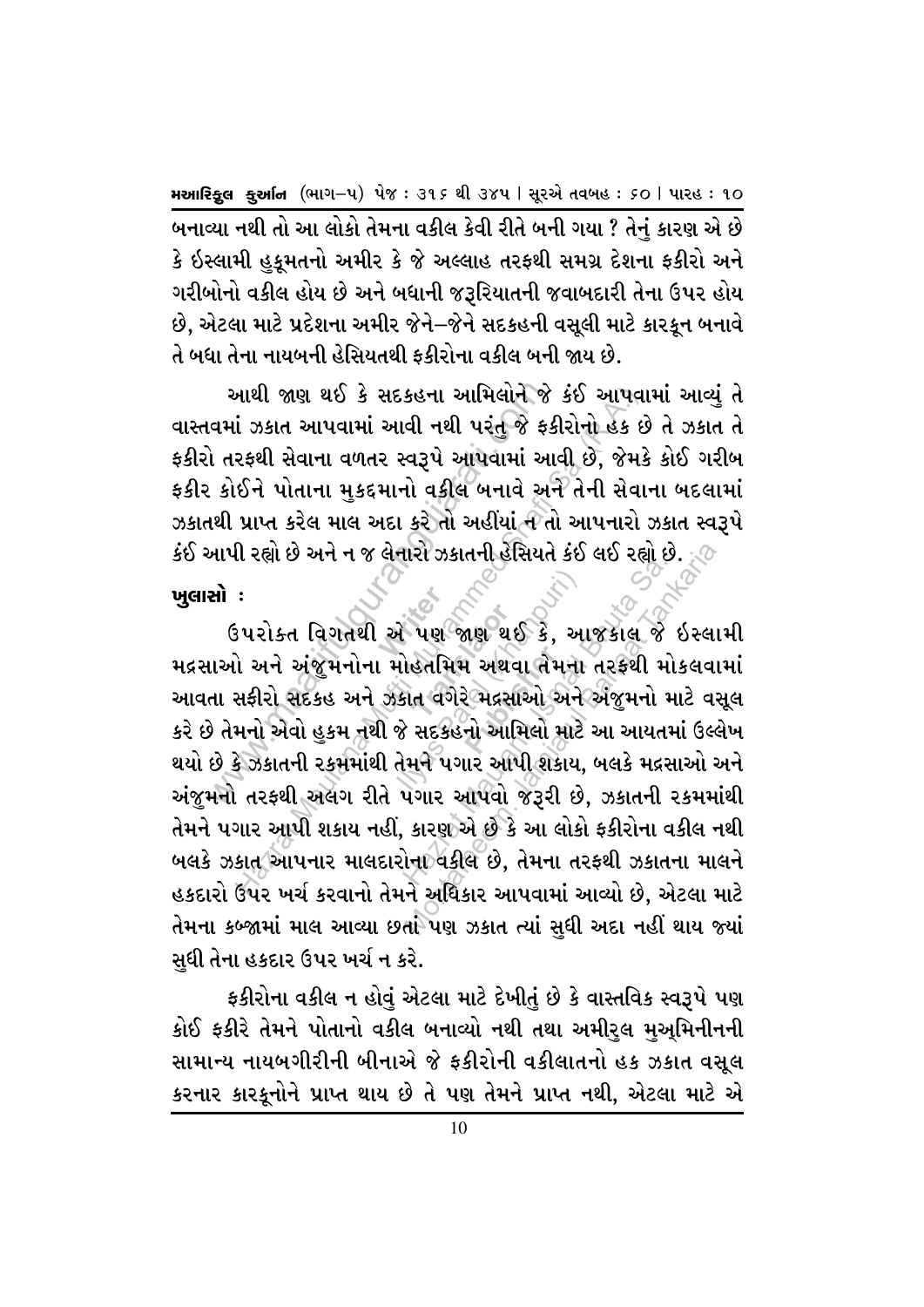બનાવ્યા નથી તો આ લોકો તેમના વકીલ કેવી રીતે બની ગયા ? તેનું કારણ એ છે કે ઇસ્લામી હુકૂમતનો અમીર કે જે અલ્લાહ તરફથી સમગ્ર દેશના ફકીરો અને ગરીબોનો વકીલ હોય છે અને બધાની જરૂરિયાતની જવાબદારી તેના ઉપર હોય છે, એટલા માટે પ્રદેશના અમીર જેને–જેને સદકહની વસૂલી માટે કારકૂન બનાવે તે બધા તેના નાયબની હેસિયતથી ફકીરોના વકીલ બની જાય છે.

આથી જાણ થઈ કે સદકહના આમિલોને જે કંઈ આપવામાં આવ્યું તે વાસ્તવમાં ઝકાત આપવામાં આવી નથી પરંતુ જે ફકીરોનો હક છે તે ઝકાત તે ફકીરો તરફથી સેવાના વળતર સ્વરૂપે આપવામાં આવી છે, જેમકે કોઈ ગરીબ ફકીર કોઈને પોતાના મુકદ્દમાનો વકીલ બનાવે અને તેની સેવાના બદલામાં ઝકાતથી પ્રાપ્ત કરેલ માલ અદા કરે તો અહીંયાં ન તો આપનારો ઝકાત સ્વરૂપે કંઈ આપી રહ્યો છે અને ન જ લેનારો ઝકાતની હેસિયતે કંઈ લઈ રહ્યો છે.

**ખુલાસો :**

ઉપરોક્ત વિગતથી એ પણ જાણ થઈ કે, આજકાલ જે ઇસ્લામી મદ્રસાઓ અને અંજુમનોના મોહતમિમ અથવા તેમના તરફથી મોકલવામાં આવતા સફીરો સદકહ અને ઝકાત વગેરે મદ્રસાઓ અને અંજુમનો માટે વસૂલ કરે છે તેમનો એવો હુકમ નથી જે સદકહનો આમિલો માટે આ આયતમાં ઉલ્લેખ થયો છે કે ઝકાતની રકમમાંથી તેમને પગાર આપી શકાય, બલકે મદ્રસાઓ અને અંજુમનો તરફથી અલગ રીતે પગાર આપવો જરૂરી છે, ઝકાતની રકમમાંથી તેમને પગાર આપી શકાય નહીં, કારણ એ છે કે આ લોકો ફકીરોના વકીલ નથી બલકે ઝકાત આપનાર માલદારોના વકીલ છે, તેમના તરફથી ઝકાતના માલને હકદારો ઉપર ખર્ચ કરવાનો તેમને અધિકાર આપવામાં આવ્યો છે, એટલા માટે તેમના કબ્જામાં માલ આવ્યા છતાં પણ ઝકાત ત્યાં સુધી અદા નહીં થાય જ્યાં સુધી તેના હકદાર ઉપર ખર્ચ ન કરે.

ફકીરોના વકીલ ન હોવું એટલા માટે દેખીતું છે કે વાસ્તવિક સ્વરૂપે પણ કોઈ ફકીરે તેમને પોતાનો વકીલ બનાવ્યો નથી તથા અમીરુલ મુઅ્મિનીનની સામાન્ય નાયબગીરીની બીનાએ જે ફકીરોની વકીલાતનો હક ઝકાત વસૂલ કરનાર કારકૂનોને પ્રાપ્ત થાય છે તે પણ તેમને પ્રાપ્ત નથી, એટલા માટે એ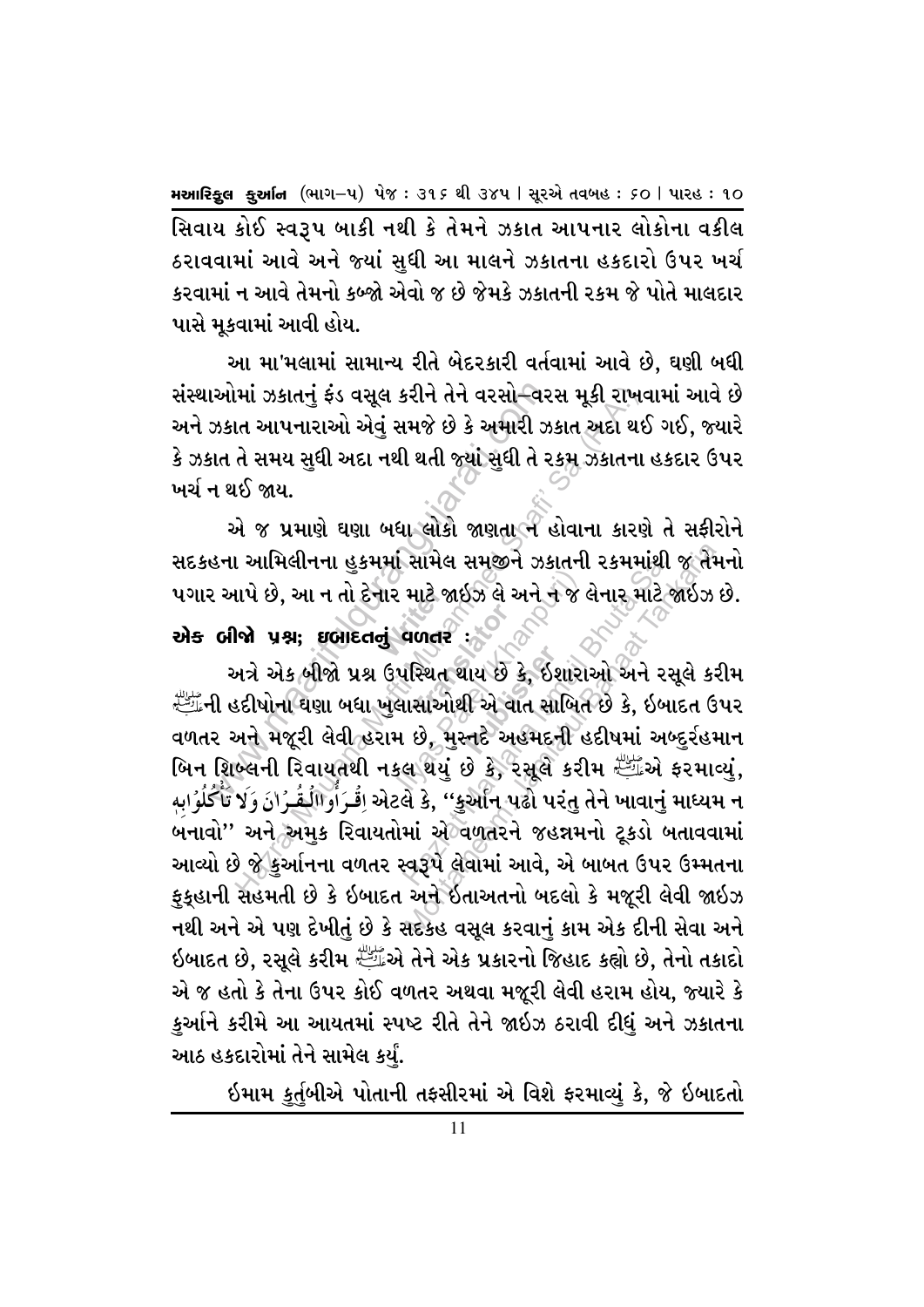સિવાય કોઈ સ્વરૂપ બાકી નથી કે તેમને ઝકાત આપનાર લોકોના વકીલ ઠરાવવામાં આવે અને જ્યાં સુધી આ માલને ઝકાતના હકદારો ઉપર ખર્ચ કરવામાં ન આવે તેમનો કબ્જો એવો જ છે જેમકે ઝકાતની રકમ જે પોતે માલદાર પાસે મૂકવામાં આવી હોય.

આ મા'મલામાં સામાન્ય રીતે બેદરકારી વર્તવામાં આવે છે, ઘણી બધી સંસ્થાઓમાં ઝકાતનું ફંડ વસૂલ કરીને તેને વરસો–વરસ મૂકી રાખવામાં આવે છે અને ઝકાત આપનારાઓ એવું સમજે છે કે અમારી ઝકાત અદા થઈ ગઈ, જ્યારે કે ઝકાત તે સમય સુધી અદા નથી થતી જ્યાં સુધી તે રકમ ઝકાતના હકદાર ઉપર ખર્ચ ન થઈ જાય.

એ જ પ્રમાણે ઘણા બધા લોકો જાણતા ન હોવાના કારણે તે સફીરોને સદકહના આમિલીનના હુકમમાં સામેલ સમજીને ઝકાતની રકમમાંથી જ તેમનો પગાર આપે છે, આ ન તો દેનાર માટે જાઈઝ લે અને ન જ લેનાર માટે જાઈઝ છે.

## એક બીજો પ્રશ્ન; ઇબાદતનું વળતર :

અત્રે એક બીજો પ્રશ્ન ઉપસ્થિત થાય છે કે, ઈશારાઓ અને રસૂલે કરીમ ﷺની હદીષોના ઘણા બધા ખુલાસાઓથી એ વાત સાબિત છે કે, ઈબાદત ઉપર વળતર અને મજૂરી લેવી હરામ છે, મુસ્નદે અહમદની હદીષમાં અબ્દુર્રહમાન બિન શિબ્લની રિવાયતથી નકલ થયું છે કે, રસૂલે કરીમ ﷺએ ફરમાવ્યું, اِقْرَاُوا الْقُرْاٰنَ وَلَا تَاْكُلُوْا بِهٖ એટલે કે, "કુર્આન પઢો પરંતુ તેને ખાવાનું માધ્યમ ન બનાવો" અને અમુક રિવાયતોમાં એ વળતરને જહન્નમનો ટૂકડો બતાવવામાં આવ્યો છે જે કુર્આનના વળતર સ્વરૂપે લેવામાં આવે, એ બાબત ઉપર ઉમ્મતના ફુક્હાની સહમતી છે કે ઈબાદત અને ઈતાઅતનો બદલો કે મજૂરી લેવી જાઈઝ નથી અને એ પણ દેખીતું છે કે સદકહ વસૂલ કરવાનું કામ એક દીની સેવા અને ઈબાદત છે, રસૂલે કરીમ ﷺએ તેને એક પ્રકારનો જિહાદ કહ્યો છે, તેનો તકાદો એ જ હતો કે તેના ઉપર કોઈ વળતર અથવા મજૂરી લેવી હરામ હોય, જ્યારે કે કુર્આને કરીમે આ આયતમાં સ્પષ્ટ રીતે તેને જાઈઝ ઠરાવી દીધું અને ઝકાતના આઠ હકદારોમાં તેને સામેલ કર્યું.

ઈમામ કુર્તુબીએ પોતાની તફસીરમાં એ વિશે ફરમાવ્યું કે, જે ઈબાદતો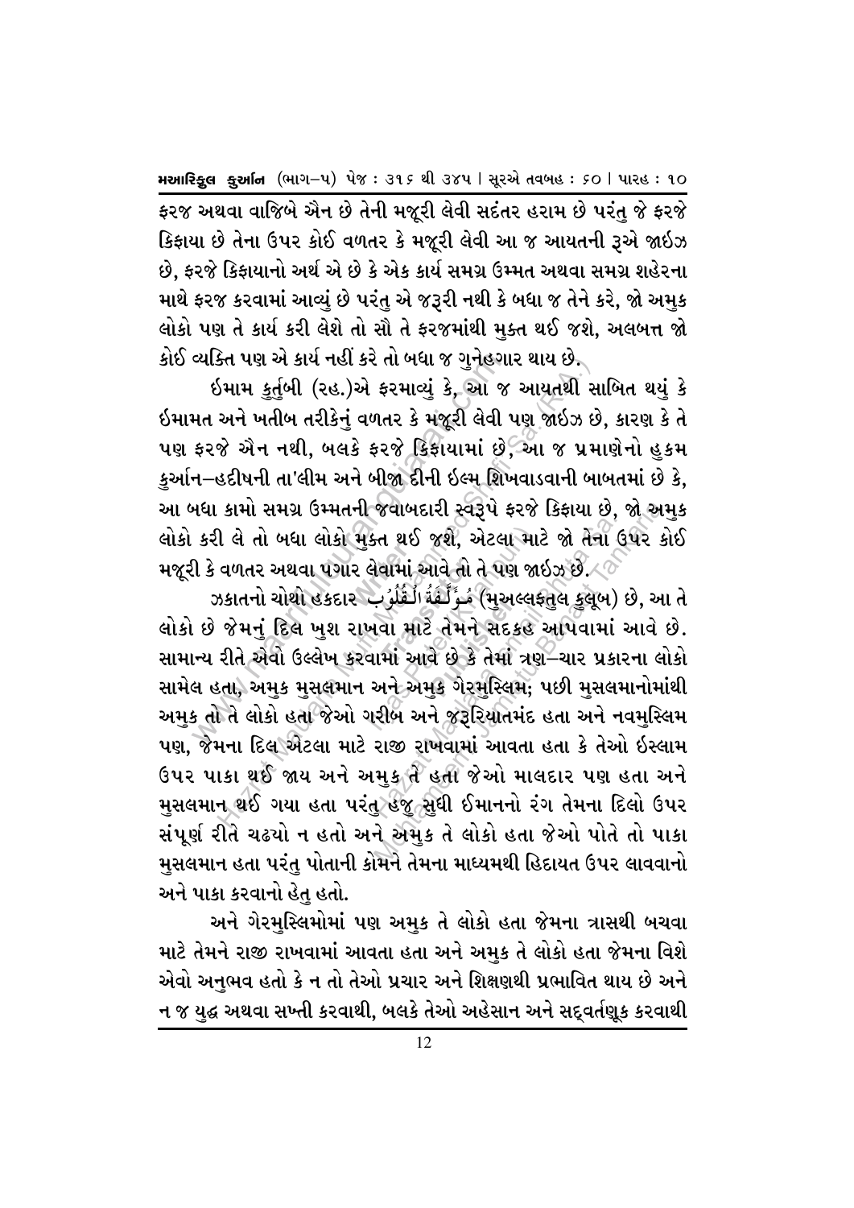ફરજ અથવા વાજિબે ઐન છે તેની મજૂરી લેવી સદંતર હરામ છે પરંતુ જે ફરજે કિફાયા છે તેના ઉપર કોઈ વળતર કે મજૂરી લેવી આ જ આયતની રૂએ જાઈઝ છે, ફરજે કિફાયાનો અર્થ એ છે કે એક કાર્ય સમગ્ર ઉમ્મત અથવા સમગ્ર શહેરના માથે ફરજ કરવામાં આવ્યું છે પરંતુ એ જરૂરી નથી કે બધા જ તેને કરે, જો અમુક લોકો પણ તે કાર્ય કરી લેશે તો સૌ તે ફરજમાંથી મુક્ત થઈ જશે, અલબત્ત જો કોઈ વ્યક્તિ પણ એ કાર્ય નહીં કરે તો બધા જ ગુનેહગાર થાય છે.

ઈમામ કુર્તુબી (રહ.)એ ફરમાવ્યું કે, આ જ આયતથી સાબિત થયું કે ઈમામત અને ખતીબ તરીકેનું વળતર કે મજૂરી લેવી પણ જાઈઝ છે, કારણ કે તે પણ ફરજે ઐન નથી, બલકે ફરજે કિફાયામાં છે, આ જ પ્રમાણેનો હુકમ કુર્આન–હદીષની તા'લીમ અને બીજા દીની ઈલ્મ શિખવાડવાની બાબતમાં છે કે, આ બધા કામો સમગ્ર ઉમ્મતની જવાબદારી સ્વરૂપે ફરજે કિફાયા છે, જો અમુક લોકો કરી લે તો બધા લોકો મુક્ત થઈ જશે, એટલા માટે જો તેના ઉપર કોઈ મજૂરી કે વળતર અથવા પગાર લેવામાં આવે તો તે પણ જાઈઝ છે.

ઝકાતનો ચોથો હકદાર مُؤَلَّفَةُ الْقُلُوْبِ (મુઅલ્લફતુલ કુલૂબ) છે, આ તે લોકો છે જેમનું દિલ ખુશ રાખવા માટે તેમને સદકહ આપવામાં આવે છે. સામાન્ય રીતે એવો ઉલ્લેખ કરવામાં આવે છે કે તેમાં ત્રણ–ચાર પ્રકારના લોકો સામેલ હતા, અમુક મુસલમાન અને અમુક ગેરમુસ્લિમ; પછી મુસલમાનોમાંથી અમુક તો તે લોકો હતા જેઓ ગરીબ અને જરૂરિયાતમંદ હતા અને નવમુસ્લિમ પણ, જેમના દિલ એટલા માટે રાજી રાખવામાં આવતા હતા કે તેઓ ઈસ્લામ ઉપર પાકા થઈ જાય અને અમુક તે હતા જેઓ માલદાર પણ હતા અને મુસલમાન થઈ ગયા હતા પરંતુ હજુ સુધી ઈમાનનો રંગ તેમના દિલો ઉપર સંપૂર્ણ રીતે ચઢયો ન હતો અને અમુક તે લોકો હતા જેઓ પોતે તો પાકા મુસલમાન હતા પરંતુ પોતાની કોમને તેમના માધ્યમથી હિદાયત ઉપર લાવવાનો અને પાકા કરવાનો હેતુ હતો.

અને ગેરમુસ્લિમોમાં પણ અમુક તે લોકો હતા જેમના ત્રાસથી બચવા માટે તેમને રાજી રાખવામાં આવતા હતા અને અમુક તે લોકો હતા જેમના વિશે એવો અનુભવ હતો કે ન તો તેઓ પ્રચાર અને શિક્ષણથી પ્રભાવિત થાય છે અને ન જ યુદ્ધ અથવા સખ્તી કરવાથી, બલકે તેઓ અહેસાન અને સદ્‌વર્તણૂક કરવાથી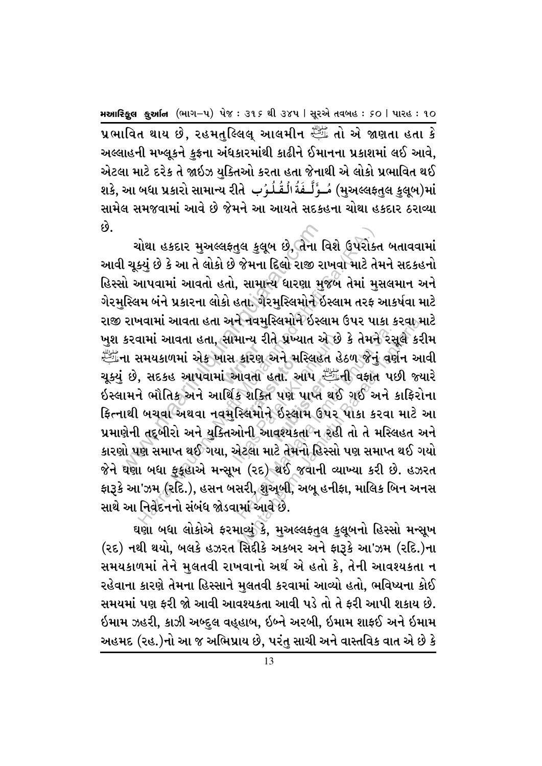પ્રભાવિત થાય છે, રહમતુલ્લિલ્ આલમીન ﷺ તો એ જાણતા હતા કે અલ્લાહની મખ્લૂકને કુફ્રના અંધકારમાંથી કાઢીને ઈમાનના પ્રકાશમાં લઈ આવે, એટલા માટે દરેક તે જાઈઝ યુક્તિઓ કરતા હતા જેનાથી એ લોકો પ્રભાવિત થઈ શકે, આ બધા પ્રકારો સામાન્ય રીતે مُؤَلَّفَةُ الْقُلُوْبِ (મુઅલ્લફતુલ કુલૂબ)માં સામેલ સમજવામાં આવે છે જેમને આ આયતે સદકહના ચોથા હકદાર ઠરાવ્યા છે.

ચોથા હકદાર મુઅલ્લફતુલ કુલૂબ છે, તેના વિશે ઉપરોક્ત બતાવવામાં આવી ચૂક્યું છે કે આ તે લોકો છે જેમના દિલો રાજી રાખવા માટે તેમને સદકહનો હિસ્સો આપવામાં આવતો હતો, સામાન્ય ધારણા મુજબ તેમાં મુસલમાન અને ગેરમુસ્લિમ બંને પ્રકારના લોકો હતા. ગેરમુસ્લિમોને ઈસ્લામ તરફ આકર્ષવા માટે રાજી રાખવામાં આવતા હતા અને નવમુસ્લિમોને ઈસ્લામ ઉપર પાકા કરવા માટે ખુશ કરવામાં આવતા હતા, સામાન્ય રીતે પ્રખ્યાત એ છે કે તેમને રસૂલે કરીમ ﷺના સમયકાળમાં એક ખાસ કારણ અને મસ્લિહત હેઠળ જેનું વર્ણન આવી ચૂક્યું છે, સદકહ આપવામાં આવતા હતા. આપ ﷺની વફાત પછી જ્યારે ઈસ્લામને ભૌતિક અને આર્થિક શક્તિ પણ પ્રાપ્ત થઈ ગઈ અને કાફિરોના ફિત્નાથી બચવા અથવા નવમુસ્લિમોને ઈસ્લામ ઉપર પાકા કરવા માટે આ પ્રમાણેની તદ્બીરો અને યુક્તિઓની આવશ્યકતા ન રહી તો તે મસ્લિહત અને કારણો પણ સમાપ્ત થઈ ગયા, એટલા માટે તેમનો હિસ્સો પણ સમાપ્ત થઈ ગયો જેને ઘણા બધા ફુકુહાએ મન્સૂખ (રદ) થઈ જવાની વ્યાખ્યા કરી છે. હઝરત ફારૂકે આ'ઝમ (રદિ.), હસન બસરી, શુઅ્બી, અબૂ હનીફા, માલિક બિન અનસ સાથે આ નિવેદનનો સંબંધ જોડવામાં આવે છે.

ઘણા બધા લોકોએ ફરમાવ્યું કે, મુઅલ્લફતુલ કુલૂબનો હિસ્સો મન્સૂખ (રદ) નથી થયો, બલકે હઝરત સિદ્દીકે અકબર અને ફારૂકે આ'ઝમ (રદિ.)ના સમયકાળમાં તેને મુલતવી રાખવાનો અર્થ એ હતો કે, તેની આવશ્યકતા ન રહેવાના કારણે તેમના હિસ્સાને મુલતવી કરવામાં આવ્યો હતો, ભવિષ્યના કોઈ સમયમાં પણ ફરી જો આવી આવશ્યકતા આવી પડે તો તે ફરી આપી શકાય છે. ઈમામ ઝહરી, કાઝી અબ્દુલ વહ્હાબ, ઈબ્ને અરબી, ઈમામ શાફઈ અને ઈમામ અહમદ (રહ.)નો આ જ અભિપ્રાય છે, પરંતુ સાચી અને વાસ્તવિક વાત એ છે કે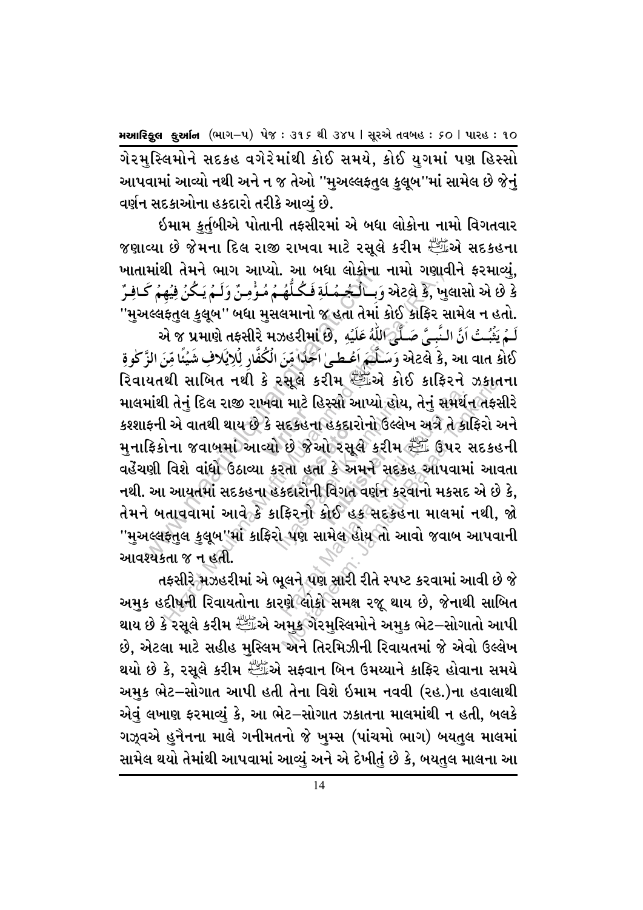ગેરમુસ્લિમોને સદકહ વગેરેમાંથી કોઈ સમયે, કોઈ યુગમાં પણ હિસ્સો આપવામાં આવ્યો નથી અને ન જ તેઓ "મુઅલ્લફતુલ કુલૂબ"માં સામેલ છે જેનું વર્ણન સદકાઓના હકદારો તરીકે આવ્યું છે.

ઈમામ કુર્તુબીએ પોતાની તફસીરમાં એ બધા લોકોના નામો વિગતવાર જણાવ્યા છે જેમના દિલ રાજી રાખવા માટે રસૂલે કરીમ ﷺએ સદકહના ખાતામાંથી તેમને ભાગ આપ્યો. આ બધા લોકોના નામો ગણાવીને ફરમાવ્યું, وَبِالْجُمْلَةِ فَكُلُّهُمْ مُؤْمِنٌ وَلَمْ يَكُنْ فِيهِمْ كَافِرٌ એટલે કે, ખુલાસો એ છે કે "મુઅલ્લફતુલ કુલૂબ" બધા મુસલમાનો જ હતા તેમાં કોઈ કાફિર સામેલ ન હતો.

એ જ પ્રમાણે તફસીરે મઝહરીમાં છે, لَمْ يَثْبُتْ اَنَّ النَّبِيَّ صَلَّى اللّٰهُ عَلَيْهِ وَسَلَّمَ اَعْطٰى اَحَدًا مِّنَ الْكُفَّارِ لِلْاِيْلَافِ شَيْئًا مِّنَ الزَّكٰوةِ એટલે કે, આ વાત કોઈ રિવાયતથી સાબિત નથી કે રસૂલે કરીમ ﷺએ કોઈ કાફિરને ઝકાતના માલમાંથી તેનું દિલ રાજી રાખવા માટે હિસ્સો આપ્યો હોય, તેનું સમર્થન તફસીરે કશ્શાફની એ વાતથી થાય છે કે સદકહના હકદારોનો ઉલ્લેખ અત્રે તે કાફિરો અને મુનાફિકોના જવાબમાં આવ્યો છે જેઓ રસૂલે કરીમ ﷺ ઉપર સદકહની વહેંચણી વિશે વાંધો ઉઠાવ્યા કરતા હતા કે અમને સદકહ આપવામાં આવતા નથી. આ આયતમાં સદકહના હકદારોની વિગત વર્ણન કરવાનો મકસદ એ છે કે, તેમને બતાવવામાં આવે કે કાફિરનો કોઈ હક સદકહના માલમાં નથી, જો "મુઅલ્લફતુલ કુલૂબ"માં કાફિરો પણ સામેલ હોય તો આવો જવાબ આપવાની આવશ્યકતા જ ન હતી.

તફસીરે મઝહરીમાં એ ભૂલને પણ સારી રીતે સ્પષ્ટ કરવામાં આવી છે જે અમુક હદીષની રિવાયતોના કારણે લોકો સમક્ષ રજૂ થાય છે, જેનાથી સાબિત થાય છે કે રસૂલે કરીમ ﷺએ અમુક ગેરમુસ્લિમોને અમુક ભેટ–સોગાતો આપી છે, એટલા માટે સહીહ મુસ્લિમ અને તિરમિઝીની રિવાયતમાં જે એવો ઉલ્લેખ થયો છે કે, રસૂલે કરીમ ﷺએ સફવાન બિન ઉમય્યાને કાફિર હોવાના સમયે અમુક ભેટ–સોગાત આપી હતી તેના વિશે ઈમામ નવવી (રહ.)ના હવાલાથી એવું લખાણ ફરમાવ્યું કે, આ ભેટ–સોગાત ઝકાતના માલમાંથી ન હતી, બલકે ગઝ્વએ હુનૈનના માલે ગનીમતનો જે ખુમ્સ (પાંચમો ભાગ) બયતુલ માલમાં સામેલ થયો તેમાંથી આપવામાં આવ્યું અને એ દેખીતું છે કે, બયતુલ માલના આ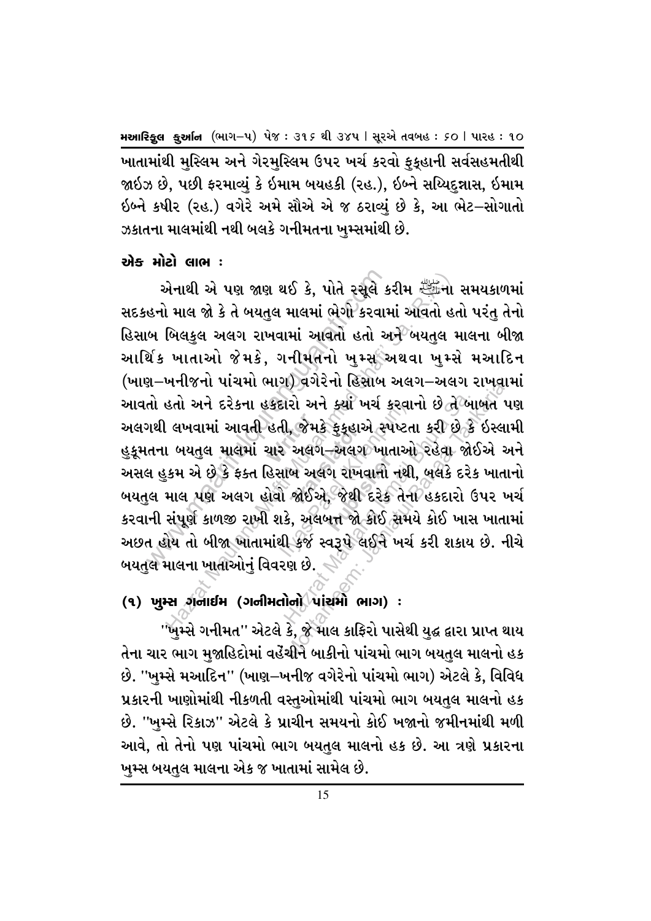ખાતામાંથી મુસ્લિમ અને ગેરમુસ્લિમ ઉપર ખર્ચ કરવો ફુક્હાની સર્વસહમતીથી જાઈઝ છે, પછી ફરમાવ્યું કે ઈમામ બયહકી (રહ.), ઈબ્ને સય્યિદુન્નાસ, ઈમામ ઈબ્ને કષીર (રહ.) વગેરે અમે સૌએ એ જ ઠરાવ્યું છે કે, આ ભેટ–સોગાતો ઝકાતના માલમાંથી નથી બલકે ગનીમતના ખુમ્સમાંથી છે.

## એક મોટો લાભ :

એનાથી એ પણ જાણ થઈ કે, પોતે રસૂલે કરીમ ﷺના સમયકાળમાં સદકહનો માલ જો કે તે બયતુલ માલમાં ભેગો કરવામાં આવતો હતો પરંતુ તેનો હિસાબ બિલકુલ અલગ રાખવામાં આવતો હતો અને બયતુલ માલના બીજા આર્થિક ખાતાઓ જેમકે, ગનીમતનો ખુમ્સ અથવા ખુમ્સે મઆદિન (ખાણ–ખનીજનો પાંચમો ભાગ) વગેરેનો હિસાબ અલગ–અલગ રાખવામાં આવતો હતો અને દરેકના હકદારો અને ક્યાં ખર્ચ કરવાનો છે તે બાબત પણ અલગથી લખવામાં આવતી હતી, જેમકે ફુક્હાએ સ્પષ્ટતા કરી છે કે ઈસ્લામી હુકૂમતના બયતુલ માલમાં ચાર અલગ–અલગ ખાતાઓ રહેવા જોઈએ અને અસલ હુકમ એ છે કે ફક્ત હિસાબ અલગ રાખવાનો નથી, બલકે દરેક ખાતાનો બયતુલ માલ પણ અલગ હોવો જોઈએ, જેથી દરેક તેના હકદારો ઉપર ખર્ચ કરવાની સંપૂર્ણ કાળજી રાખી શકે, અલબત્ત જો કોઈ સમયે કોઈ ખાસ ખાતામાં અછત હોય તો બીજા ખાતામાંથી કર્જ સ્વરૂપે લઈને ખર્ચ કરી શકાય છે. નીચે બયતુલ માલના ખાતાઓનું વિવરણ છે.

## (૧) ખુમ્સ ગનાઈમ (ગનીમતોનો પાંચમો ભાગ) :

"ખુમ્સે ગનીમત" એટલે કે, જે માલ કાફિરો પાસેથી યુદ્ધ દ્વારા પ્રાપ્ત થાય તેના ચાર ભાગ મુજાહિદોમાં વહેંચીને બાકીનો પાંચમો ભાગ બયતુલ માલનો હક છે. "ખુમ્સે મઆદિન" (ખાણ–ખનીજ વગેરેનો પાંચમો ભાગ) એટલે કે, વિવિધ પ્રકારની ખાણોમાંથી નીકળતી વસ્તુઓમાંથી પાંચમો ભાગ બયતુલ માલનો હક છે. "ખુમ્સે રિકાઝ" એટલે કે પ્રાચીન સમયનો કોઈ ખજાનો જમીનમાંથી મળી આવે, તો તેનો પણ પાંચમો ભાગ બયતુલ માલનો હક છે. આ ત્રણે પ્રકારના ખુમ્સ બયતુલ માલના એક જ ખાતામાં સામેલ છે.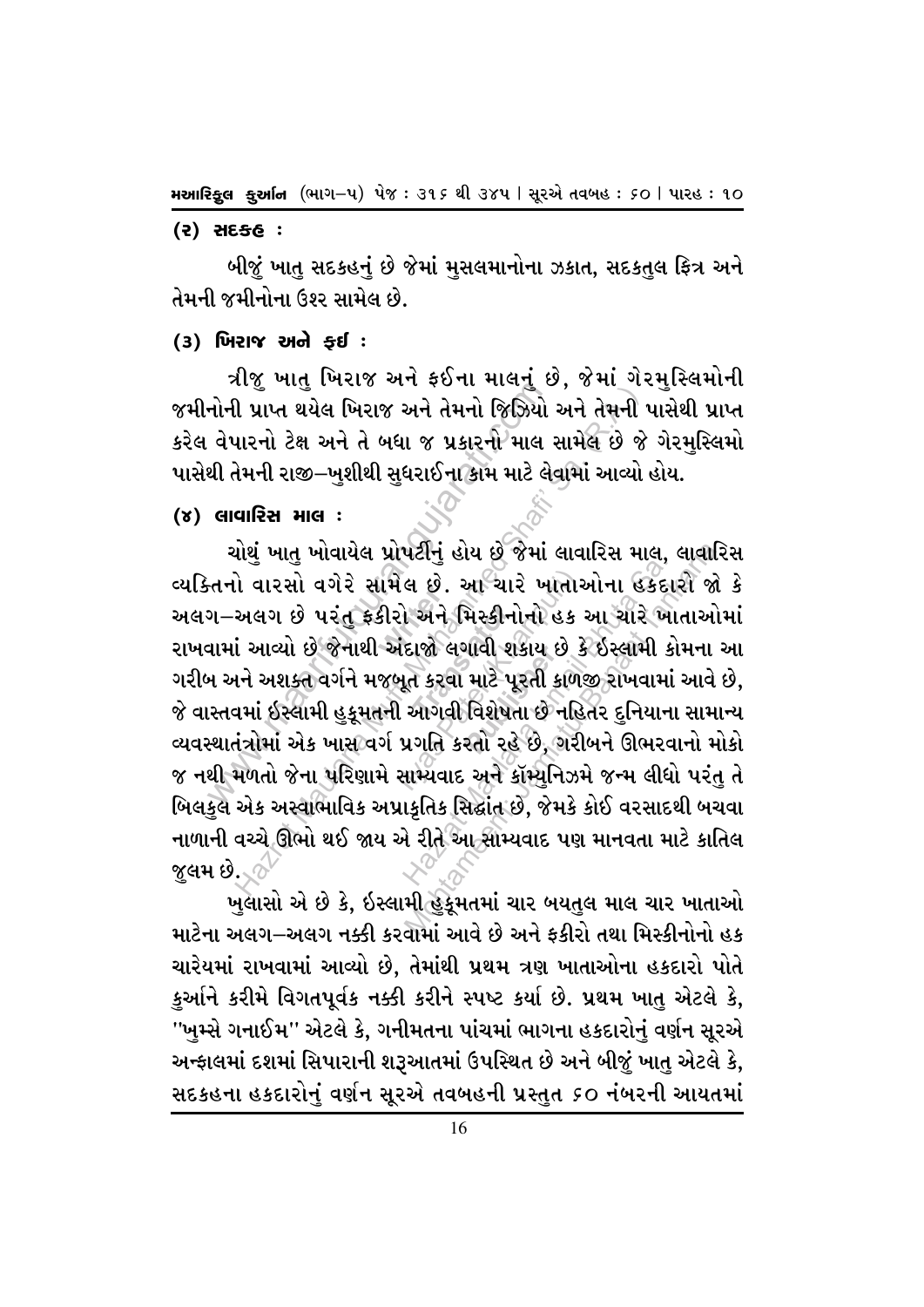**(૨) સદકહ :**

બીજું ખાતુ સદકહનું છે જેમાં મુસલમાનોના ઝકાત, સદકતુલ ફિત્ર અને તેમની જમીનોના ઉશ્ર સામેલ છે.

**(૩) ખિરાજ અને ફઈ :**

ત્રીજુ ખાતુ ખિરાજ અને ફઈના માલનું છે, જેમાં ગેરમુસ્લિમોની જમીનોની પ્રાપ્ત થયેલ ખિરાજ અને તેમનો જિઝિયો અને તેમની પાસેથી પ્રાપ્ત કરેલ વેપારનો ટેક્ષ અને તે બધા જ પ્રકારનો માલ સામેલ છે જે ગેરમુસ્લિમો પાસેથી તેમની રાજી–ખુશીથી સુધરાઈના કામ માટે લેવામાં આવ્યો હોય.

**(૪) લાવારિસ માલ :**

ચોથું ખાતુ ખોવાયેલ પ્રોપર્ટીનું હોય છે જેમાં લાવારિસ માલ, લાવારિસ વ્યક્તિનો વારસો વગેરે સામેલ છે. આ ચારે ખાતાઓના હકદારો જો કે અલગ–અલગ છે પરંતુ ફકીરો અને મિસ્કીનોનો હક આ ચારે ખાતાઓમાં રાખવામાં આવ્યો છે જેનાથી અંદાજો લગાવી શકાય છે કે ઇસ્લામી કોમના આ ગરીબ અને અશક્ત વર્ગને મજબૂત કરવા માટે પૂરતી કાળજી રાખવામાં આવે છે, જે વાસ્તવમાં ઇસ્લામી હુકૂમતની આગવી વિશેષતા છે નહિતર દુનિયાના સામાન્ય વ્યવસ્થાતંત્રોમાં એક ખાસ વર્ગ પ્રગતિ કરતો રહે છે, ગરીબને ઊભરવાનો મોકો જ નથી મળતો જેના પરિણામે સામ્યવાદ અને કૉમ્યુનિઝમે જન્મ લીધો પરંતુ તે બિલકુલ એક અસ્વાભાવિક અપ્રાકૃતિક સિદ્ધાંત છે, જેમકે કોઈ વરસાદથી બચવા નાળાની વચ્ચે ઊભો થઈ જાય એ રીતે આ સામ્યવાદ પણ માનવતા માટે કાતિલ જુલમ છે.

ખુલાસો એ છે કે, ઇસ્લામી હુકૂમતમાં ચાર બયતુલ માલ ચાર ખાતાઓ માટેના અલગ–અલગ નક્કી કરવામાં આવે છે અને ફકીરો તથા મિસ્કીનોનો હક ચારેયમાં રાખવામાં આવ્યો છે, તેમાંથી પ્રથમ ત્રણ ખાતાઓના હકદારો પોતે કુર્આને કરીમે વિગતપૂર્વક નક્કી કરીને સ્પષ્ટ કર્યા છે. પ્રથમ ખાતુ એટલે કે, "ખુમ્સે ગનાઈમ" એટલે કે, ગનીમતના પાંચમાં ભાગના હકદારોનું વર્ણન સૂરએ અન્ફાલમાં દશમાં સિપારાની શરૂઆતમાં ઉપસ્થિત છે અને બીજું ખાતુ એટલે કે, સદકહના હકદારોનું વર્ણન સૂરએ તવબહની પ્રસ્તુત ૬૦ નંબરની આયતમાં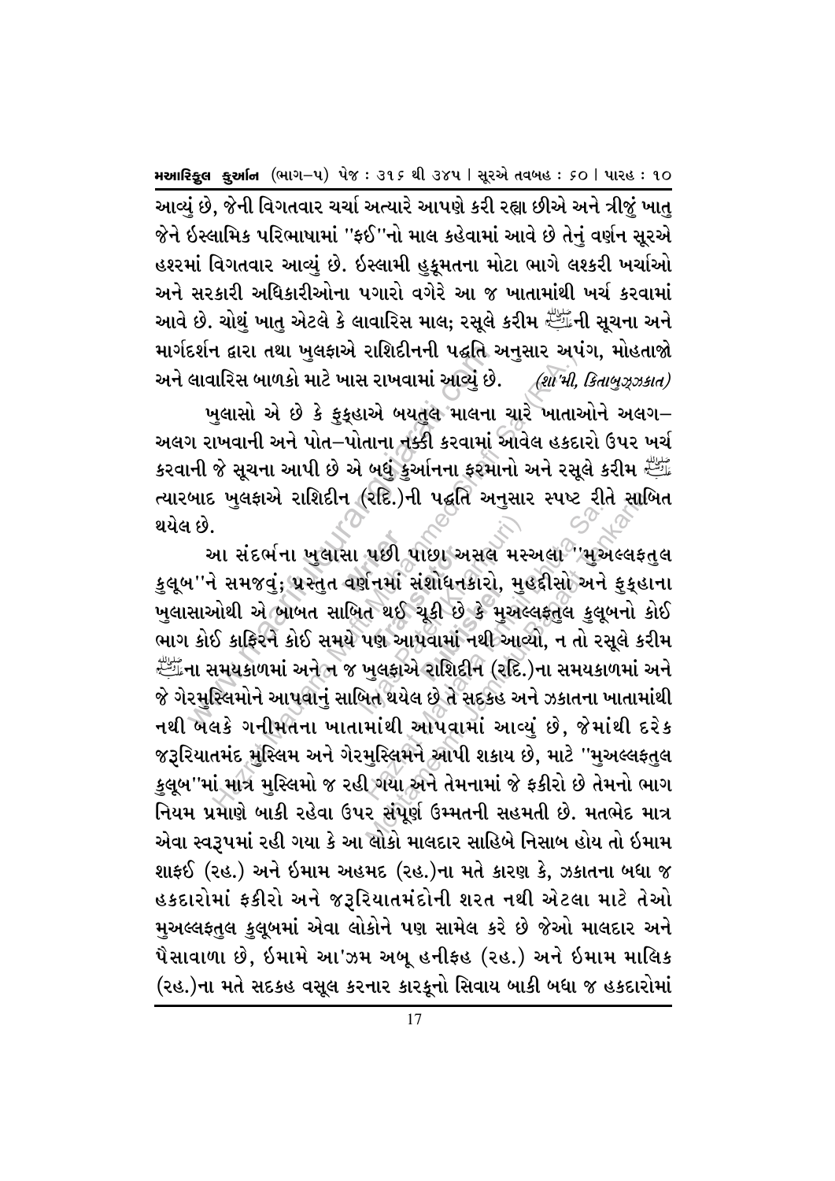આવ્યું છે, જેની વિગતવાર ચર્ચા અત્યારે આપણે કરી રહ્યા છીએ અને ત્રીજું ખાતુ જેને ઈસ્લામિક પરિભાષામાં "ફઈ"નો માલ કહેવામાં આવે છે તેનું વર્ણન સૂરએ હશરમાં વિગતવાર આવ્યું છે. ઈસ્લામી હુકૂમતના મોટા ભાગે લશ્કરી ખર્ચાઓ અને સરકારી અધિકારીઓના પગારો વગેરે આ જ ખાતામાંથી ખર્ચ કરવામાં આવે છે. ચોથું ખાતુ એટલે કે લાવારિસ માલ; રસૂલે કરીમ ﷺની સૂચના અને માર્ગદર્શન દ્વારા તથા ખુલફાએ રાશિદીનની પદ્ધતિ અનુસાર અપંગ, મોહતાજો અને લાવારિસ બાળકો માટે ખાસ રાખવામાં આવ્યું છે. *(શા'મી, કિતાબુઝ્ઝકાત)*

ખુલાસો એ છે કે ફુકહાએ બયતુલ માલના ચારે ખાતાઓને અલગ–અલગ રાખવાની અને પોત–પોતાના નક્કી કરવામાં આવેલ હકદારો ઉપર ખર્ચ કરવાની જે સૂચના આપી છે એ બધું કુર્આનના ફરમાનો અને રસૂલે કરીમ ﷺ ત્યારબાદ ખુલફાએ રાશિદીન (રદિ.)ની પદ્ધતિ અનુસાર સ્પષ્ટ રીતે સાબિત થયેલ છે.

આ સંદર્ભના ખુલાસા પછી પાછા અસલ મસ્અલા "મુઅલ્લફતુલ કુલૂબ"ને સમજવું; પ્રસ્તુત વર્ણનમાં સંશોધનકારો, મુહદ્દીસો અને ફુકહાના ખુલાસાઓથી એ બાબત સાબિત થઈ ચૂકી છે કે મુઅલ્લફતુલ કુલૂબનો કોઈ ભાગ કોઈ કાફિરને કોઈ સમયે પણ આપવામાં નથી આવ્યો, ન તો રસૂલે કરીમ ﷺના સમયકાળમાં અને ન જ ખુલફાએ રાશિદીન (રદિ.)ના સમયકાળમાં અને જે ગેરમુસ્લિમોને આપવાનું સાબિત થયેલ છે તે સદકહ અને ઝકાતના ખાતામાંથી નથી બલકે ગનીમતના ખાતામાંથી આપવામાં આવ્યું છે, જેમાંથી દરેક જરૂરિયાતમંદ મુસ્લિમ અને ગેરમુસ્લિમને આપી શકાય છે, માટે "મુઅલ્લફતુલ કુલૂબ"માં માત્ર મુસ્લિમો જ રહી ગયા અને તેમનામાં જે ફકીરો છે તેમનો ભાગ નિયમ પ્રમાણે બાકી રહેવા ઉપર સંપૂર્ણ ઉમ્મતની સહમતી છે. મતભેદ માત્ર એવા સ્વરૂપમાં રહી ગયા કે આ લોકો માલદાર સાહિબે નિસાબ હોય તો ઈમામ શાફઈ (રહ.) અને ઈમામ અહમદ (રહ.)ના મતે કારણ કે, ઝકાતના બધા જ હકદારોમાં ફકીરો અને જરૂરિયાતમંદોની શરત નથી એટલા માટે તેઓ મુઅલ્લફતુલ કુલૂબમાં એવા લોકોને પણ સામેલ કરે છે જેઓ માલદાર અને પૈસાવાળા છે, ઈમામે આ'ઝમ અબૂ હનીફહ (રહ.) અને ઈમામ માલિક (રહ.)ના મતે સદકહ વસૂલ કરનાર કારકૂનો સિવાય બાકી બધા જ હકદારોમાં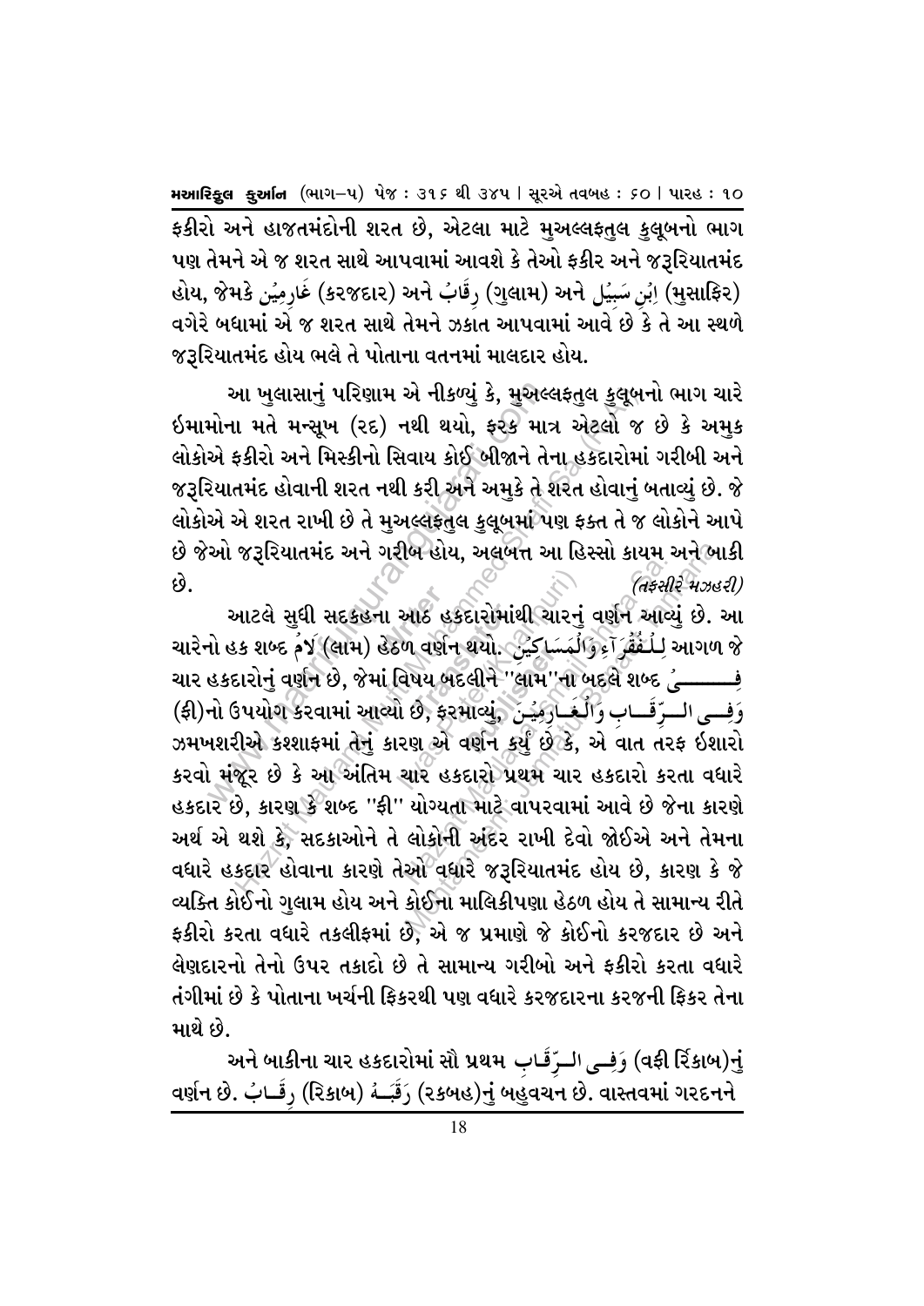ફકીરો અને હાજતમંદોની શરત છે, એટલા માટે મુઅલ્લફતુલ કુલૂબનો ભાગ પણ તેમને એ જ શરત સાથે આપવામાં આવશે કે તેઓ ફકીર અને જરૂરિયાતમંદ હોય, જેમકે غَارِمِيۡن (કરજદાર) અને رِقَابۡ (ગુલામ) અને اِبۡنِ سَبِيۡل (મુસાફિર) વગેરે બધામાં એ જ શરત સાથે તેમને ઝકાત આપવામાં આવે છે કે તે આ સ્થળે જરૂરિયાતમંદ હોય ભલે તે પોતાના વતનમાં માલદાર હોય.

આ ખુલાસાનું પરિણામ એ નીકળ્યું કે, મુઅલ્લફતુલ કુલૂબનો ભાગ ચારે ઈમામોના મતે મન્સૂખ (રદ) નથી થયો, ફરક માત્ર એટલો જ છે કે અમુક લોકોએ ફકીરો અને મિસ્કીનો સિવાય કોઈ બીજાને તેના હકદારોમાં ગરીબી અને જરૂરિયાતમંદ હોવાની શરત નથી કરી અને અમુકે તે શરત હોવાનું બતાવ્યું છે. જે લોકોએ એ શરત રાખી છે તે મુઅલ્લફતુલ કુલૂબમાં પણ ફક્ત તે જ લોકોને આપે છે જેઓ જરૂરિયાતમંદ અને ગરીબ હોય, અલબત્ત આ હિસ્સો કાયમ અને બાકી છે. *(તફસીરે મઝહરી)*

આટલે સુધી સદકહના આઠ હકદારોમાંથી ચારનું વર્ણન આવ્યું છે. આ ચારેનો હક શબ્દ لَامۡ (લામ) હેઠળ વર્ણન થયો. لِلۡفُقَرَآءِ وَالۡمَسَاكِيۡنِ આગળ જે ચાર હકદારોનું વર્ણન છે, જેમાં વિષય બદલીને "લામ"ના બદલે શબ્દ فِىۡ (ફી)નો ઉપયોગ કરવામાં આવ્યો છે, ફરમાવ્યું, وَفِى الرِّقَابِ وَالۡغَارِمِيۡنَ ઝમખશરીએ કશ્શાફમાં તેનું કારણ એ વર્ણન કર્યું છે કે, એ વાત તરફ ઈશારો કરવો મંજૂર છે કે આ અંતિમ ચાર હકદારો પ્રથમ ચાર હકદારો કરતા વધારે હકદાર છે, કારણ કે શબ્દ "ફી" યોગ્યતા માટે વાપરવામાં આવે છે જેના કારણે અર્થ એ થશે કે, સદકાઓને તે લોકોની અંદર રાખી દેવો જોઈએ અને તેમના વધારે હકદાર હોવાના કારણે તેઓ વધારે જરૂરિયાતમંદ હોય છે, કારણ કે જે વ્યક્તિ કોઈનો ગુલામ હોય અને કોઈના માલિકીપણા હેઠળ હોય તે સામાન્ય રીતે ફકીરો કરતા વધારે તકલીફમાં છે, એ જ પ્રમાણે જે કોઈનો કરજદાર છે અને લેણદારનો તેનો ઉપર તકાદો છે તે સામાન્ય ગરીબો અને ફકીરો કરતા વધારે તંગીમાં છે કે પોતાના ખર્ચની ફિકરથી પણ વધારે કરજદારના કરજની ફિકર તેના માથે છે.

અને બાકીના ચાર હકદારોમાં સૌ પ્રથમ وَفِى الرِّقَابِ (વફી રિકાબ)નું વર્ણન છે. رِقَابۡ (રિકાબ) رَقَبَةۡ (રકબહ)નું બહુવચન છે. વાસ્તવમાં ગરદનને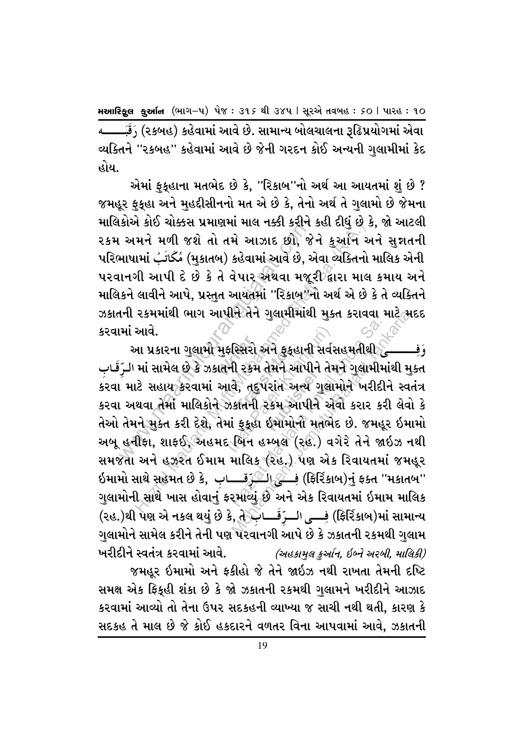رَقَبَــــه (રકબહ) કહેવામાં આવે છે. સામાન્ય બોલચાલના રૂઢિપ્રયોગમાં એવા વ્યક્તિને "રકબહ" કહેવામાં આવે છે જેની ગરદન કોઈ અન્યની ગુલામીમાં કેદ હોય.

એમાં ફુકહાના મતભેદ છે કે, "રિકાબ"નો અર્થ આ આયતમાં શું છે ? જમહૂર ફુકહા અને મુહદ્દીસીનનો મત એ છે કે, તેનો અર્થ તે ગુલામો છે જેમના માલિકોએ કોઈ ચોક્કસ પ્રમાણમાં માલ નક્કી કરીને કહી દીધું છે કે, જો આટલી રકમ અમને મળી જશે તો તમે આઝાદ છો, જેને કુર્આન અને સુન્નતની પરિભાષામાં مُكَاتَبْ (મુકાતબ) કહેવામાં આવે છે, એવા વ્યક્તિનો માલિક એની પરવાનગી આપી દે છે કે તે વેપાર અથવા મજૂરી દ્વારા માલ કમાય અને માલિકને લાવીને આપે, પ્રસ્તુત આયતમાં "રિકાબ"નો અર્થ એ છે કે તે વ્યક્તિને ઝકાતની રકમમાંથી ભાગ આપીને તેને ગુલામીમાંથી મુક્ત કરાવવા માટે મદદ કરવામાં આવે.

આ પ્રકારના ગુલામો મુફસ્સિરો અને ફુકહાની સર્વસહમતીથી وَفِــــــى الـرِّقَـابِ માં સામેલ છે કે ઝકાતની રકમ તેમને આપીને તેમને ગુલામીમાંથી મુક્ત કરવા માટે સહાય કરવામાં આવે, તદુપરાંત અન્ય ગુલામોને ખરીદીને સ્વતંત્ર કરવા અથવા તેમાં માલિકોને ઝકાતની રકમ આપીને એવો કરાર કરી લેવો કે તેઓ તેમને મુક્ત કરી દેશે, તેમાં ફુકહા ઇમામોનો મતભેદ છે. જમહૂર ઇમામો અબૂ હનીફા, શાફઈ, અહમદ બિન હમ્બલ (રહ.) વગેરે તેને જાઇઝ નથી સમજતા અને હઝરત ઈમામ માલિક (રહ.) પણ એક રિવાયતમાં જમહૂર ઈમામો સાથે સહમત છે કે, فِــــى الــرِّقَــــابِ (ફિર્રિકાબ)નું ફક્ત "મકાતબ" ગુલામોની સાથે ખાસ હોવાનું ફરમાવ્યું છે અને એક રિવાયતમાં ઇમામ માલિક (રહ.)થી પણ એ નકલ થયું છે કે, તે فِــــى الــرِّقَــــابِ (ફિર્રિકાબ)માં સામાન્ય ગુલામોને સામેલ કરીને તેની પણ પરવાનગી આપે છે કે ઝકાતની રકમથી ગુલામ ખરીદીને સ્વતંત્ર કરવામાં આવે. *(અહકામુલ કુર્આન, ઈબ્ને અરબી, માલિકી)*

જમહૂર ઇમામો અને ફકીહો જે તેને જાઇઝ નથી રાખતા તેમની દષ્ટિ સમક્ષ એક ફિક્હી શંકા છે કે જો ઝકાતની રકમથી ગુલામને ખરીદીને આઝાદ કરવામાં આવ્યો તો તેના ઉપર સદકહની વ્યાખ્યા જ સાચી નથી થતી, કારણ કે સદકહ તે માલ છે જે કોઈ હકદારને વળતર વિના આપવામાં આવે, ઝકાતની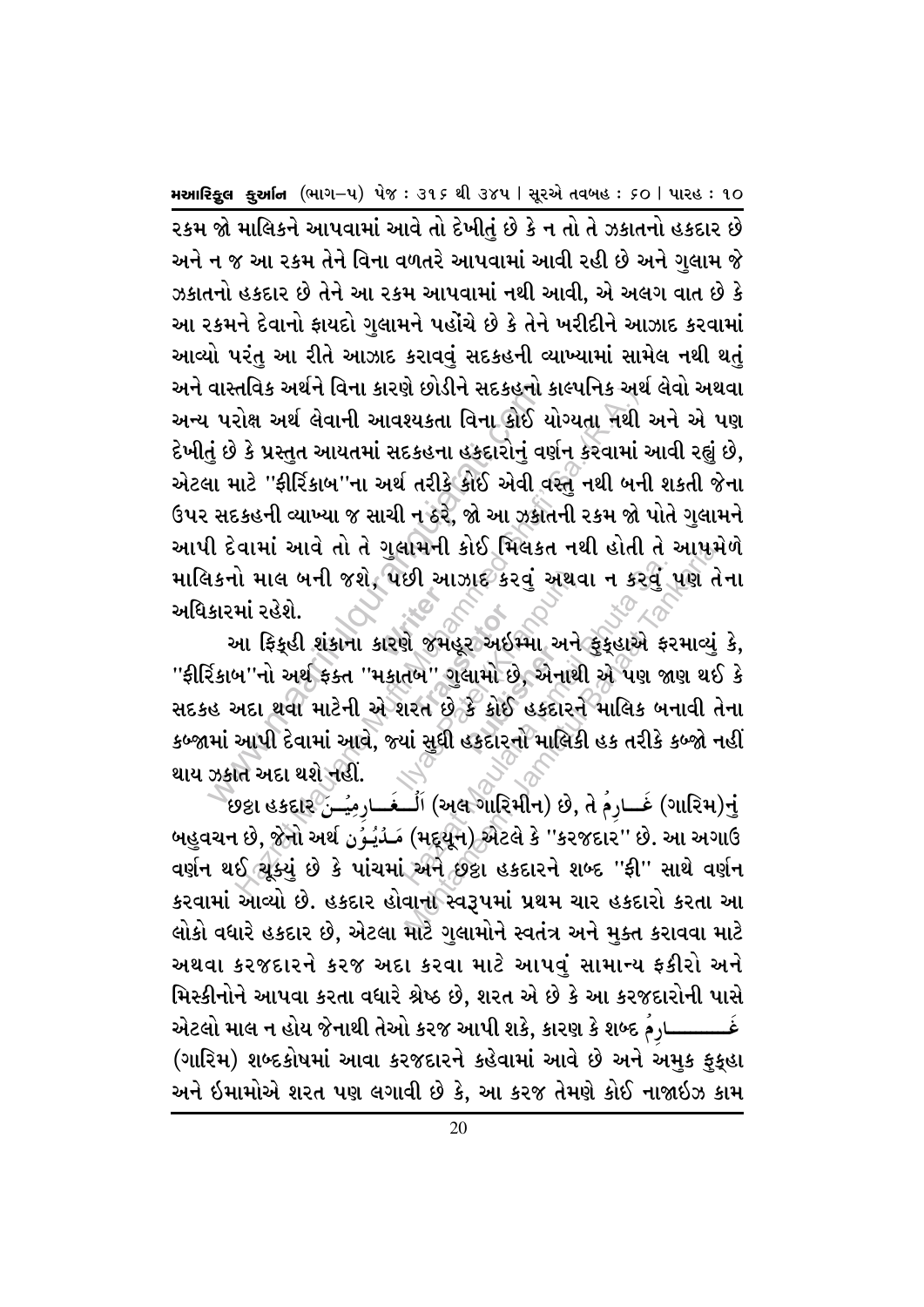રકમ જો માલિકને આપવામાં આવે તો દેખીતું છે કે ન તો તે ઝકાતનો હકદાર છે અને ન જ આ રકમ તેને વિના વળતરે આપવામાં આવી રહી છે અને ગુલામ જે ઝકાતનો હકદાર છે તેને આ રકમ આપવામાં નથી આવી, એ અલગ વાત છે કે આ રકમને દેવાનો ફાયદો ગુલામને પહોંચે છે કે તેને ખરીદીને આઝાદ કરવામાં આવ્યો પરંતુ આ રીતે આઝાદ કરાવવું સદકહની વ્યાખ્યામાં સામેલ નથી થતું અને વાસ્તવિક અર્થને વિના કારણે છોડીને સદકહનો કાલ્પનિક અર્થ લેવો અથવા અન્ય પરોક્ષ અર્થ લેવાની આવશ્યકતા વિના કોઈ યોગ્યતા નથી અને એ પણ દેખીતું છે કે પ્રસ્તુત આયતમાં સદકહના હકદારોનું વર્ણન કરવામાં આવી રહ્યું છે, એટલા માટે "ફીર્રિકાબ"ના અર્થ તરીકે કોઈ એવી વસ્તુ નથી બની શકતી જેના ઉપર સદકહની વ્યાખ્યા જ સાચી ન ઠરે, જો આ ઝકાતની રકમ જો પોતે ગુલામને આપી દેવામાં આવે તો તે ગુલામની કોઈ મિલકત નથી હોતી તે આપમેળે માલિકનો માલ બની જશે, પછી આઝાદ કરવું અથવા ન કરવું પણ તેના અધિકારમાં રહેશે.

આ ફિકૂહી શંકાના કારણે જમહૂર અઈમ્મા અને ફુકૂહાએ ફરમાવ્યું કે, "ફીર્રિકાબ"નો અર્થ ફક્ત "મકાતબ" ગુલામો છે, એનાથી એ પણ જાણ થઈ કે સદકહ અદા થવા માટેની એ શરત છે કે કોઈ હકદારને માલિક બનાવી તેના કબ્જામાં આપી દેવામાં આવે, જ્યાં સુધી હકદારનો માલિકી હક તરીકે કબ્જો નહીં થાય ઝકાત અદા થશે નહીં.

છઠ્ઠા હકદાર اَلْغَارِمِيْن (અલ ગારિમીન) છે, તે غَارِمٌ (ગારિમ)નું બહુવચન છે, જેનો અર્થ مَدْيُوْن (મદ્યૂન) એટલે કે "કરજદાર" છે. આ અગાઉ વર્ણન થઈ ચૂક્યું છે કે પાંચમાં અને છઠ્ઠા હકદારને શબ્દ "ફી" સાથે વર્ણન કરવામાં આવ્યો છે. હકદાર હોવાના સ્વરૂપમાં પ્રથમ ચાર હકદારો કરતા આ લોકો વધારે હકદાર છે, એટલા માટે ગુલામોને સ્વતંત્ર અને મુક્ત કરાવવા માટે અથવા કરજદારને કરજ અદા કરવા માટે આપવું સામાન્ય ફકીરો અને મિસ્કીનોને આપવા કરતા વધારે શ્રેષ્ઠ છે, શરત એ છે કે આ કરજદારોની પાસે એટલો માલ ન હોય જેનાથી તેઓ કરજ આપી શકે, કારણ કે શબ્દ غَارِمٌ (ગારિમ) શબ્દકોષમાં આવા કરજદારને કહેવામાં આવે છે અને અમુક ફુકૂહા અને ઈમામોએ શરત પણ લગાવી છે કે, આ કરજ તેમણે કોઈ નાજાઈઝ કામ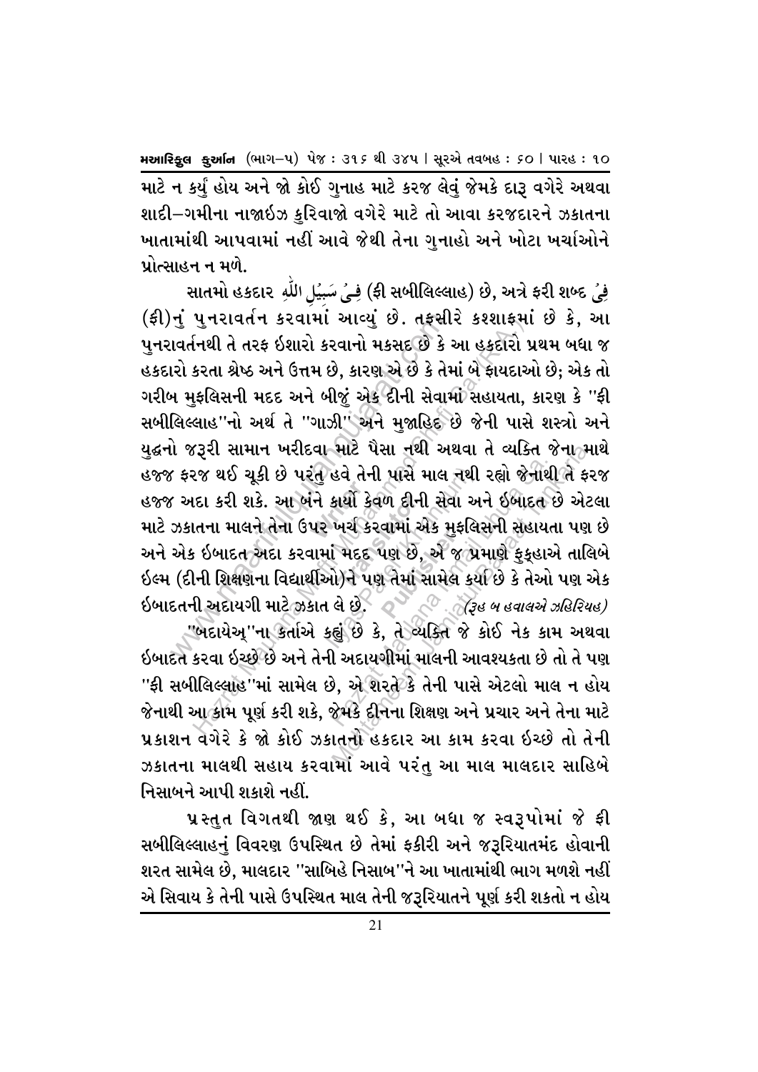માટે ન કર્યું હોય અને જો કોઈ ગુનાહ માટે કરજ લેવું જેમકે દારૂ વગેરે અથવા શાદી–ગમીના નાજાઈઝ કુરિવાજો વગેરે માટે તો આવા કરજદારને ઝકાતના ખાતામાંથી આપવામાં નહીં આવે જેથી તેના ગુનાહો અને ખોટા ખર્ચાઓને પ્રોત્સાહન ન મળે.

સાતમો હકદાર فِيْ سَبِيْلِ اللّٰهِ (ફી સબીલિલ્લાહ) છે, અત્રે ફરી શબ્દ فِيْ (ફી)નું પુનરાવર્તન કરવામાં આવ્યું છે. તફસીરે કશ્શાફમાં છે કે, આ પુનરાવર્તનથી તે તરફ ઈશારો કરવાનો મકસદ છે કે આ હકદારો પ્રથમ બધા જ હકદારો કરતા શ્રેષ્ઠ અને ઉત્તમ છે, કારણ એ છે કે તેમાં બે ફાયદાઓ છે; એક તો ગરીબ મુફલિસની મદદ અને બીજું એક દીની સેવામાં સહાયતા, કારણ કે "ફી સબીલિલ્લાહ"નો અર્થ તે "ગાઝી" અને મુજાહિદ છે જેની પાસે શસ્ત્રો અને યુદ્ધનો જરૂરી સામાન ખરીદવા માટે પૈસા નથી અથવા તે વ્યક્તિ જેના માથે હજ્જ ફરજ થઈ ચૂકી છે પરંતુ હવે તેની પાસે માલ નથી રહ્યો જેનાથી તે ફરજ હજ્જ અદા કરી શકે. આ બંને કાર્યો કેવળ દીની સેવા અને ઈબાદત છે એટલા માટે ઝકાતના માલને તેના ઉપર ખર્ચ કરવામાં એક મુફલિસની સહાયતા પણ છે અને એક ઈબાદત અદા કરવામાં મદદ પણ છે, એ જ પ્રમાણે ફુકહાએ તાલિબે ઈલ્મ (દીની શિક્ષણના વિદ્યાર્થીઓ)ને પણ તેમાં સામેલ કર્યા છે કે તેઓ પણ એક ઈબાદતની અદાયગી માટે ઝકાત લે છે. *(રૂહ બ હવાલએ ઝહિરિયહ)*

"બદાયેઅ્"ના કર્તાએ કહ્યું છે કે, તે વ્યક્તિ જે કોઈ નેક કામ અથવા ઈબાદત કરવા ઈચ્છે છે અને તેની અદાયગીમાં માલની આવશ્યકતા છે તો તે પણ "ફી સબીલિલ્લાહ"માં સામેલ છે, એ શરતે કે તેની પાસે એટલો માલ ન હોય જેનાથી આ કામ પૂર્ણ કરી શકે, જેમકે દીનના શિક્ષણ અને પ્રચાર અને તેના માટે પ્રકાશન વગેરે કે જો કોઈ ઝકાતનો હકદાર આ કામ કરવા ઈચ્છે તો તેની ઝકાતના માલથી સહાય કરવામાં આવે પરંતુ આ માલ માલદાર સાહિબે નિસાબને આપી શકાશે નહીં.

પ્રસ્તુત વિગતથી જાણ થઈ કે, આ બધા જ સ્વરૂપોમાં જે ફી સબીલિલ્લાહનું વિવરણ ઉપસ્થિત છે તેમાં ફકીરી અને જરૂરિયાતમંદ હોવાની શરત સામેલ છે, માલદાર "સાહિબે નિસાબ"ને આ ખાતામાંથી ભાગ મળશે નહીં એ સિવાય કે તેની પાસે ઉપસ્થિત માલ તેની જરૂરિયાતને પૂર્ણ કરી શકતો ન હોય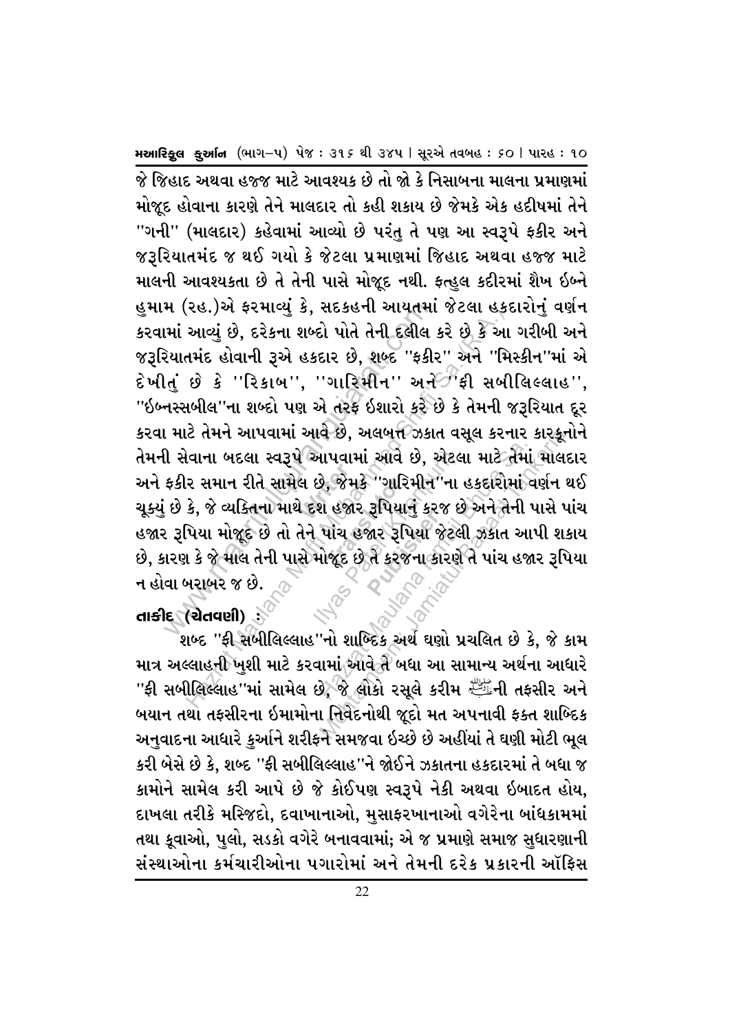જે જિહાદ અથવા હજ્જ માટે આવશ્યક છે તો જો કે નિસાબના માલના પ્રમાણમાં મોજૂદ હોવાના કારણે તેને માલદાર તો કહી શકાય છે જેમકે એક હદીષમાં તેને "ગની" (માલદાર) કહેવામાં આવ્યો છે પરંતુ તે પણ આ સ્વરૂપે ફકીર અને જરૂરિયાતમંદ જ થઈ ગયો કે જેટલા પ્રમાણમાં જિહાદ અથવા હજ્જ માટે માલની આવશ્યકતા છે તે તેની પાસે મોજૂદ નથી. ફત્હુલ કદીરમાં શૈખ ઇબ્ને હુમામ (રહ.)એ ફરમાવ્યું કે, સદકહની આયતમાં જેટલા હકદારોનું વર્ણન કરવામાં આવ્યું છે, દરેકના શબ્દો પોતે તેની દલીલ કરે છે કે આ ગરીબી અને જરૂરિયાતમંદ હોવાની રૂએ હકદાર છે, શબ્દ "ફકીર" અને "મિસ્કીન"માં એ દેખીતું છે કે "રિકાબ", "ગારિમીન" અને "ફી સબીલિલ્લાહ", "ઇબ્નસ્સબીલ"ના શબ્દો પણ એ તરફ ઇશારો કરે છે કે તેમની જરૂરિયાત દૂર કરવા માટે તેમને આપવામાં આવે છે, અલબત્ત ઝકાત વસૂલ કરનાર કારકૂનોને તેમની સેવાના બદલા સ્વરૂપે આપવામાં આવે છે, એટલા માટે તેમાં માલદાર અને ફકીર સમાન રીતે સામેલ છે, જેમકે "ગારિમીન"ના હકદારોમાં વર્ણન થઈ ચૂક્યું છે કે, જે વ્યક્તિના માથે દશ હજાર રૂપિયાનું કરજ છે અને તેની પાસે પાંચ હજાર રૂપિયા મોજૂદ છે તો તેને પાંચ હજાર રૂપિયા જેટલી ઝકાત આપી શકાય છે, કારણ કે જે માલ તેની પાસે મોજૂદ છે તે કરજના કારણે તે પાંચ હજાર રૂપિયા ન હોવા બરાબર જ છે.

**તાકીદ (ચેતવણી) :**

શબ્દ "ફી સબીલિલ્લાહ"નો શાબ્દિક અર્થ ઘણો પ્રચલિત છે કે, જે કામ માત્ર અલ્લાહની ખુશી માટે કરવામાં આવે તે બધા આ સામાન્ય અર્થના આધારે "ફી સબીલિલ્લાહ"માં સામેલ છે, જે લોકો રસૂલે કરીમ ﷺની તફસીર અને બયાન તથા તફસીરના ઇમામોના નિવેદનોથી જૂદો મત અપનાવી ફક્ત શાબ્દિક અનુવાદના આધારે કુર્આને શરીફને સમજવા ઇચ્છે છે અહીંયાં તે ઘણી મોટી ભૂલ કરી બેસે છે કે, શબ્દ "ફી સબીલિલ્લાહ"ને જોઈને ઝકાતના હકદારમાં તે બધા જ કામોને સામેલ કરી આપે છે જે કોઈપણ સ્વરૂપે નેકી અથવા ઇબાદત હોય, દાખલા તરીકે મસ્જિદો, દવાખાનાઓ, મુસાફરખાનાઓ વગેરેના બાંધકામમાં તથા કૂવાઓ, પુલો, સડકો વગેરે બનાવવામાં; એ જ પ્રમાણે સમાજ સુધારણાની સંસ્થાઓના કર્મચારીઓના પગારોમાં અને તેમની દરેક પ્રકારની ઑફિસ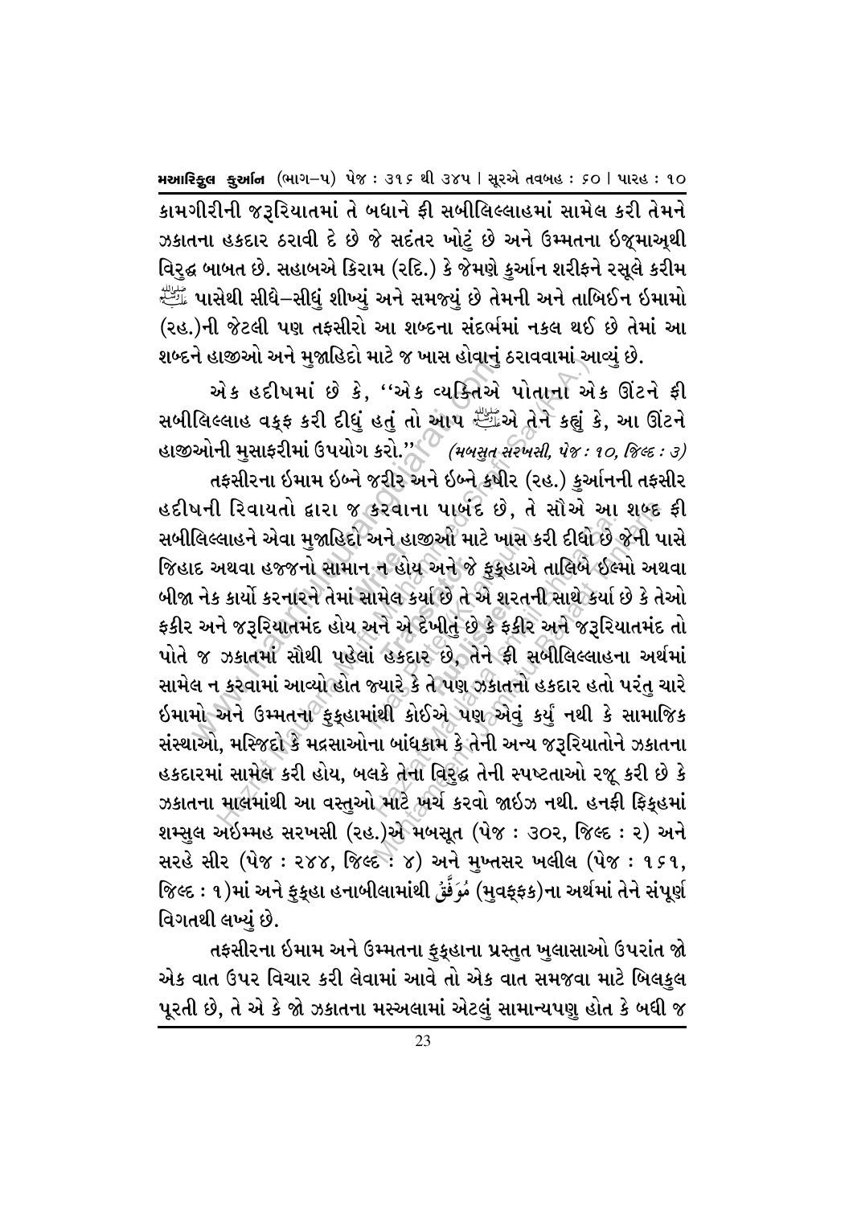કામગીરીની જરૂરિયાતમાં તે બધાને ફી સબીલિલ્લાહમાં સામેલ કરી તેમને ઝકાતના હકદાર ઠરાવી દે છે જે સદંતર ખોટું છે અને ઉમ્મતના ઈજ્માઅથી વિરૂદ્ધ બાબત છે. સહાબએ કિરામ (રદિ.) કે જેમણે કુર્આન શરીફને રસૂલે કરીમ ﷺ પાસેથી સીધે–સીધું શીખ્યું અને સમજ્યું છે તેમની અને તાબિઈન ઈમામો (રહ.)ની જેટલી પણ તફસીરો આ શબ્દના સંદર્ભમાં નકલ થઈ છે તેમાં આ શબ્દને હાજીઓ અને મુજાહિદો માટે જ ખાસ હોવાનું ઠરાવવામાં આવ્યું છે.

એક હદીષમાં છે કે, ''એક વ્યક્તિએ પોતાના એક ઊંટને ફી સબીલિલ્લાહ વક્ફ કરી દીધું હતું તો આપ ﷺએ તેને કહ્યું કે, આ ઊંટને હાજીઓની મુસાફરીમાં ઉપયોગ કરો.'' *(મબસૂત સરખસી, પેજ : ૧૦, જિલ્દ : ૩)*

તફસીરના ઈમામ ઈબ્ને જરીર અને ઈબ્ને કષીર (રહ.) કુર્આનની તફસીર હદીષની રિવાયતો દ્વારા જ કરવાના પાબંદ છે, તે સૌએ આ શબ્દ ફી સબીલિલ્લાહને એવા મુજાહિદો અને હાજીઓ માટે ખાસ કરી દીધો છે જેની પાસે જિહાદ અથવા હજ્જનો સામાન ન હોય અને જે ફુક્હાએ તાલિબે ઈલ્મો અથવા બીજા નેક કાર્યો કરનારને તેમાં સામેલ કર્યા છે તે એ શરતની સાથે કર્યા છે કે તેઓ ફકીર અને જરૂરિયાતમંદ હોય અને એ દેખીતું છે કે ફકીર અને જરૂરિયાતમંદ તો પોતે જ ઝકાતમાં સૌથી પહેલાં હકદાર છે, તેને ફી સબીલિલ્લાહના અર્થમાં સામેલ ન કરવામાં આવ્યો હોત જ્યારે કે તે પણ ઝકાતનો હકદાર હતો પરંતુ ચારે ઈમામો અને ઉમ્મતના ફુક્હામાંથી કોઈએ પણ એવું કર્યું નથી કે સામાજિક સંસ્થાઓ, મસ્જિદો કે મદ્રસાઓના બાંધકામ કે તેની અન્ય જરૂરિયાતોને ઝકાતના હકદારમાં સામેલ કરી હોય, બલકે તેના વિરૂદ્ધ તેની સ્પષ્ટતાઓ રજૂ કરી છે કે ઝકાતના માલમાંથી આ વસ્તુઓ માટે ખર્ચ કરવો જાઈઝ નથી. હનફી ફિક્હમાં શમ્સુલ અઈમ્મહ સરખસી (રહ.)એ મબસૂત (પેજ : ૩૦૨, જિલ્દ : ૨) અને સરહે સીર (પેજ : ૨૪૪, જિલ્દ : ૪) અને મુખ્તસર ખલીલ (પેજ : ૧૬૧, જિલ્દ : ૧)માં અને ફુક્હા હનાબીલામાંથી مُوَفَّقْ (મુવફ્ફક)ના અર્થમાં તેને સંપૂર્ણ વિગતથી લખ્યું છે.

તફસીરના ઈમામ અને ઉમ્મતના ફુક્હાના પ્રસ્તુત ખુલાસાઓ ઉપરાંત જો એક વાત ઉપર વિચાર કરી લેવામાં આવે તો એક વાત સમજવા માટે બિલકુલ પૂરતી છે, તે એ કે જો ઝકાતના મસ્અલામાં એટલું સામાન્યપણુ હોત કે બધી જ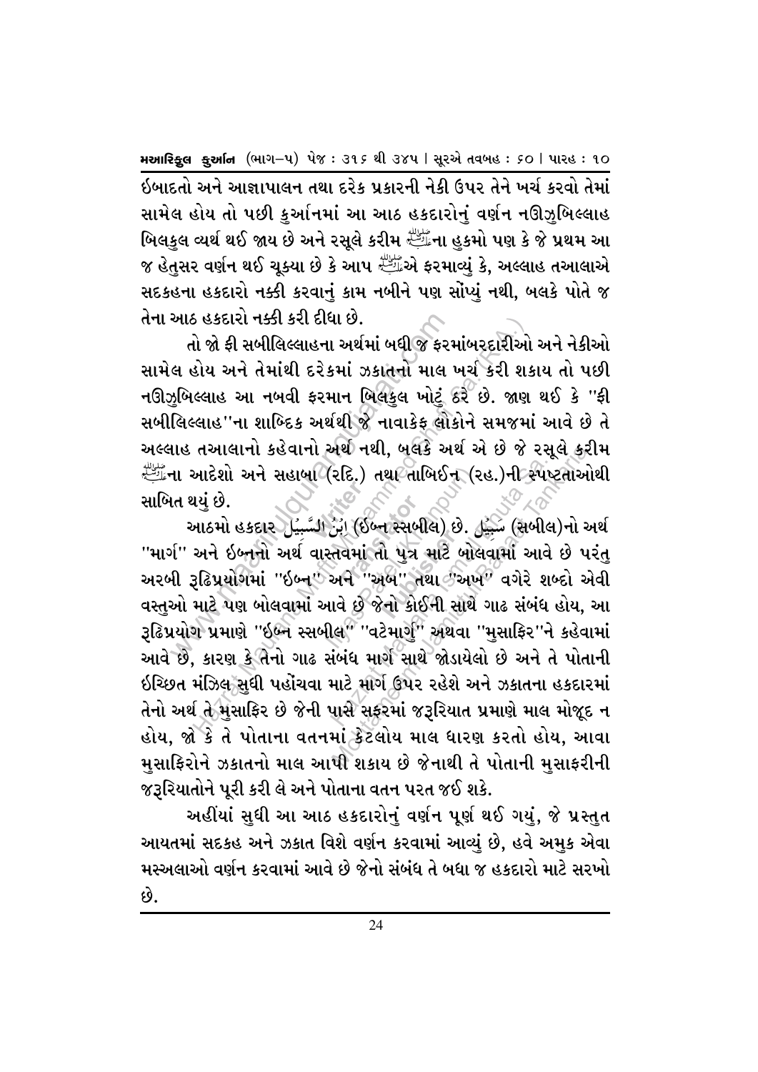ઈબાદતો અને આજ્ઞાપાલન તથા દરેક પ્રકારની નેકી ઉપર તેને ખર્ચ કરવો તેમાં સામેલ હોય તો પછી કુર્આનમાં આ આઠ હકદારોનું વર્ણન નઊઝુબિલ્લાહ બિલકુલ વ્યર્થ થઈ જાય છે અને રસૂલે કરીમ ﷺના હુકમો પણ કે જે પ્રથમ આ જ હેતુસર વર્ણન થઈ ચૂક્યા છે કે આપ ﷺએ ફરમાવ્યું કે, અલ્લાહ તઆલાએ સદકહના હકદારો નક્કી કરવાનું કામ નબીને પણ સોંપ્યું નથી, બલકે પોતે જ તેના આઠ હકદારો નક્કી કરી દીધા છે.

તો જો ફી સબીલિલ્લાહના અર્થમાં બધી જ ફરમાંબરદારીઓ અને નેકીઓ સામેલ હોય અને તેમાંથી દરેકમાં ઝકાતનો માલ ખર્ચ કરી શકાય તો પછી નઊઝુબિલ્લાહ આ નબવી ફરમાન બિલકુલ ખોટું ઠરે છે. જાણ થઈ કે "ફી સબીલિલ્લાહ"ના શાબ્દિક અર્થથી જે નાવાકેફ લોકોને સમજમાં આવે છે તે અલ્લાહ તઆલાનો કહેવાનો અર્થ નથી, બલકે અર્થ એ છે જે રસૂલે કરીમ ﷺના આદેશો અને સહાબા (રદિ.) તથા તાબિઈન (રહ.)ની સ્પષ્ટતાઓથી સાબિત થયું છે.

આઠમો હકદાર اِبْنُ السَّبِيْل (ઈબ્ન સ્સબીલ) છે. سَبِيْل (સબીલ)નો અર્થ "માર્ગ" અને ઈબ્નનો અર્થ વાસ્તવમાં તો પુત્ર માટે બોલવામાં આવે છે પરંતુ અરબી રૂઢિપ્રયોગમાં "ઈબ્ન" અને "અબ" તથા "અખ" વગેરે શબ્દો એવી વસ્તુઓ માટે પણ બોલવામાં આવે છે જેનો કોઈની સાથે ગાઢ સંબંધ હોય, આ રૂઢિપ્રયોગ પ્રમાણે "ઈબ્ન સ્સબીલ" "વટેમાર્ગુ" અથવા "મુસાફિર"ને કહેવામાં આવે છે, કારણ કે તેનો ગાઢ સંબંધ માર્ગ સાથે જોડાયેલો છે અને તે પોતાની ઈચ્છિત મંઝિલ સુધી પહોંચવા માટે માર્ગ ઉપર રહેશે અને ઝકાતના હકદારમાં તેનો અર્થ તે મુસાફિર છે જેની પાસે સફરમાં જરૂરિયાત પ્રમાણે માલ મોજૂદ ન હોય, જો કે તે પોતાના વતનમાં કેટલોય માલ ધારણ કરતો હોય, આવા મુસાફિરોને ઝકાતનો માલ આપી શકાય છે જેનાથી તે પોતાની મુસાફરીની જરૂરિયાતોને પૂરી કરી લે અને પોતાના વતન પરત જઈ શકે.

અહીંયાં સુધી આ આઠ હકદારોનું વર્ણન પૂર્ણ થઈ ગયું, જે પ્રસ્તુત આયતમાં સદકહ અને ઝકાત વિશે વર્ણન કરવામાં આવ્યું છે, હવે અમુક એવા મસ્અલાઓ વર્ણન કરવામાં આવે છે જેનો સંબંધ તે બધા જ હકદારો માટે સરખો છે.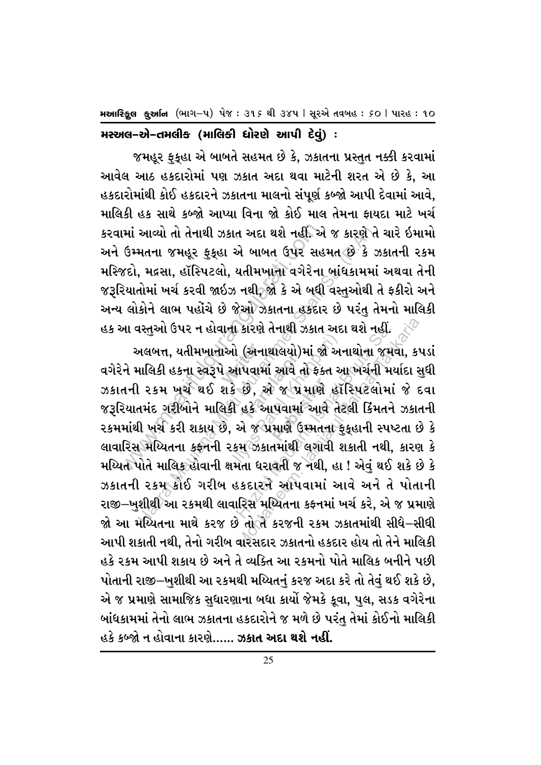મઆરિફુલ કુર્આન (ભાગ–૫) પેજ : ૩૧૬ થી ૩૪૫ | સૂરએ તવબહ : ૬૦ | પારહ : ૧૦

## મસ્અલ–એ–તમલીક (માલિકી ધોરણે આપી દેવું) :

જમહૂર ફુકહા એ બાબતે સહમત છે કે, ઝકાતના પ્રસ્તુત નક્કી કરવામાં આવેલ આઠ હકદારોમાં પણ ઝકાત અદા થવા માટેની શરત એ છે કે, આ હકદારોમાંથી કોઈ હકદારને ઝકાતના માલનો સંપૂર્ણ કબ્જો આપી દેવામાં આવે, માલિકી હક સાથે કબ્જો આપ્યા વિના જો કોઈ માલ તેમના ફાયદા માટે ખર્ચ કરવામાં આવ્યો તો તેનાથી ઝકાત અદા થશે નહીં. એ જ કારણે તે ચારે ઇમામો અને ઉમ્મતના જમહૂર ફુકહા એ બાબત ઉપર સહમત છે કે ઝકાતની રકમ મસ્જિદો, મદ્રસા, હૉસ્પિટલો, યતીમખાના વગેરેના બાંધકામમાં અથવા તેની જરૂરિયાતોમાં ખર્ચ કરવી જાઇઝ નથી, જો કે એ બધી વસ્તુઓથી તે ફકીરો અને અન્ય લોકોને લાભ પહોંચે છે જેઓ ઝકાતના હકદાર છે પરંતુ તેમનો માલિકી હક આ વસ્તુઓ ઉપર ન હોવાના કારણે તેનાથી ઝકાત અદા થશે નહીં.

અલબત્ત, યતીમખાનાઓ (અનાથાલયો)માં જો અનાથોના જમવા, કપડાં વગેરેને માલિકી હકના સ્વરૂપે આપવામાં આવે તો ફક્ત આ ખર્ચની મર્યાદા સુધી ઝકાતની રકમ ખર્ચ થઈ શકે છે, એ જ પ્રમાણે હૉસ્પિટલોમાં જે દવા જરૂરિયાતમંદ ગરીબોને માલિકી હકે આપવામાં આવે તેટલી કિંમતને ઝકાતની રકમમાંથી ખર્ચ કરી શકાય છે, એ જ પ્રમાણે ઉમ્મતના ફુકહાની સ્પષ્ટતા છે કે લાવારિસ મય્યિતના કફનની રકમ ઝકાતમાંથી લગાવી શકાતી નથી, કારણ કે મય્યિત પોતે માલિક હોવાની ક્ષમતા ધરાવતી જ નથી, હા ! એવું થઈ શકે છે કે ઝકાતની રકમ કોઈ ગરીબ હકદારને આપવામાં આવે અને તે પોતાની રાજી–ખુશીથી આ રકમથી લાવારિસ મય્યિતના કફનમાં ખર્ચ કરે, એ જ પ્રમાણે જો આ મય્યિતના માથે કરજ છે તો તે કરજની રકમ ઝકાતમાંથી સીધે–સીધી આપી શકાતી નથી, તેનો ગરીબ વારસદાર ઝકાતનો હકદાર હોય તો તેને માલિકી હકે રકમ આપી શકાય છે અને તે વ્યક્તિ આ રકમનો પોતે માલિક બનીને પછી પોતાની રાજી–ખુશીથી આ રકમથી મય્યિતનું કરજ અદા કરે તો તેવું થઈ શકે છે, એ જ પ્રમાણે સામાજિક સુધારણાના બધા કાર્યો જેમકે કૂવા, પુલ, સડક વગેરેના બાંધકામમાં તેનો લાભ ઝકાતના હકદારોને જ મળે છે પરંતુ તેમાં કોઈનો માલિકી હકે કબ્જો ન હોવાના કારણે...... **ઝકાત અદા થશે નહીં.**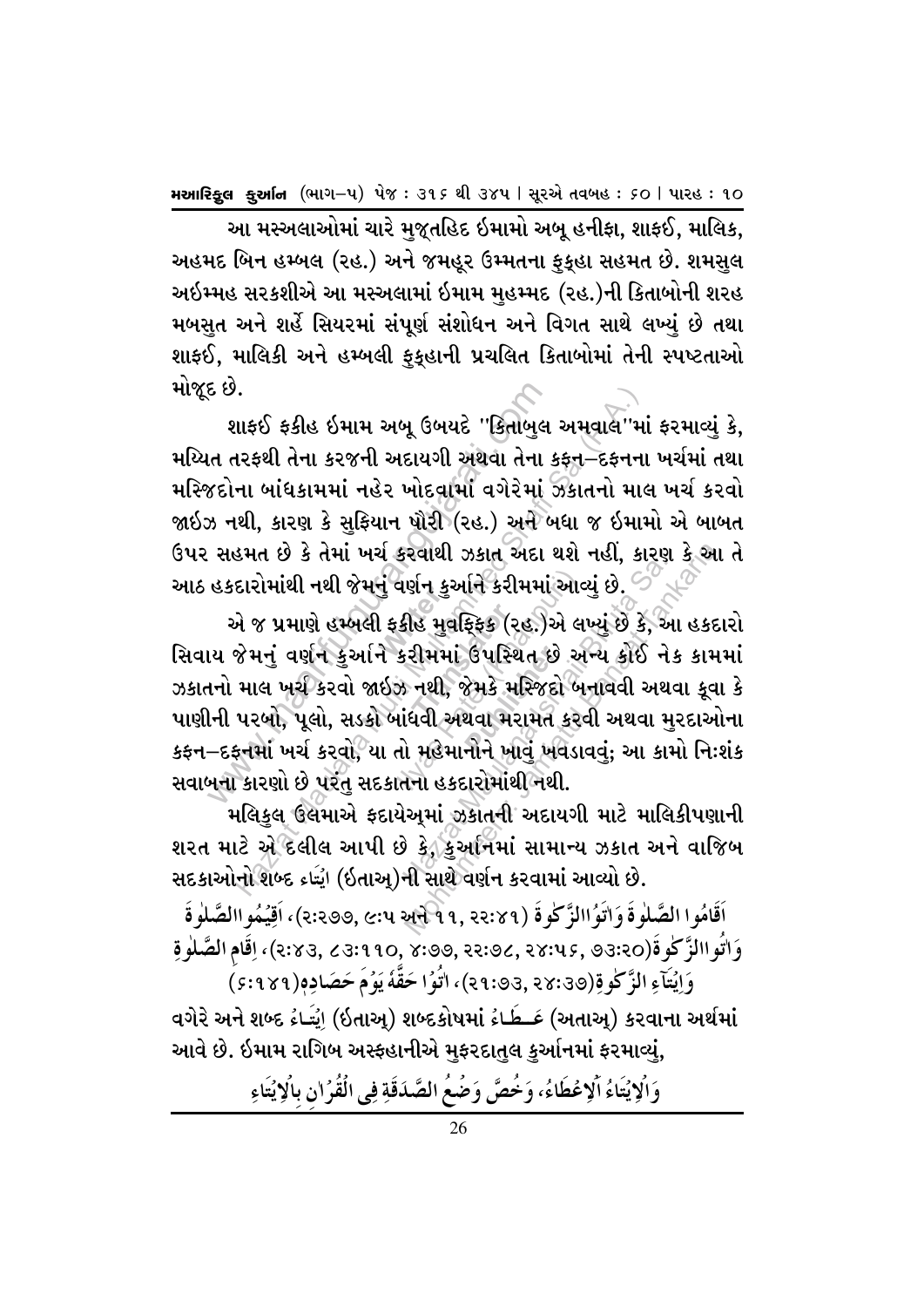આ મસ્અલાઓમાં ચારે મુજતહિદ ઈમામો અબૂ હનીફા, શાફઈ, માલિક, અહમદ બિન હમ્બલ (રહ.) અને જમહૂર ઉમ્મતના ફુકૃહા સહમત છે. શમસુલ અઈમ્મહ સરકશીએ આ મસ્અલામાં ઈમામ મુહમ્મદ (રહ.)ની કિતાબોની શરહ મબસુત અને શર્હે સિયરમાં સંપૂર્ણ સંશોધન અને વિગત સાથે લખ્યું છે તથા શાફઈ, માલિકી અને હમ્બલી ફુકૃહાની પ્રચલિત કિતાબોમાં તેની સ્પષ્ટતાઓ મોજૂદ છે.

શાફઈ ફકીહ ઈમામ અબૂ ઉબયદે "કિતાબુલ અમવાલ"માં ફરમાવ્યું કે, મય્યિત તરફથી તેના કરજની અદાયગી અથવા તેના કફન–દફનના ખર્ચમાં તથા મસ્જિદોના બાંધકામમાં નહેર ખોદવામાં વગેરેમાં ઝકાતનો માલ ખર્ચ કરવો જાઈઝ નથી, કારણ કે સુફિયાન થૌરી (રહ.) અને બધા જ ઈમામો એ બાબત ઉપર સહમત છે કે તેમાં ખર્ચ કરવાથી ઝકાત અદા થશે નહીં, કારણ કે આ તે આઠ હકદારોમાંથી નથી જેમનું વર્ણન કુર્આને કરીમમાં આવ્યું છે.

એ જ પ્રમાણે હમ્બલી ફકીહ મુવફ્ફિક (રહ.)એ લખ્યું છે કે, આ હકદારો સિવાય જેમનું વર્ણન કુર્આને કરીમમાં ઉપસ્થિત છે અન્ય કોઈ નેક કામમાં ઝકાતનો માલ ખર્ચ કરવો જાઈઝ નથી, જેમકે મસ્જિદો બનાવવી અથવા કૂવા કે પાણીની પરબો, પૂલો, સડકો બાંધવી અથવા મરામત કરવી અથવા મુરદાઓના કફન–દફનમાં ખર્ચ કરવો, યા તો મહેમાનોને ખાવું ખવડાવવું; આ કામો નિઃશંક સવાબના કારણો છે પરંતુ સદકાતના હકદારોમાંથી નથી.

મલિકુલ ઉલમાએ ફદાયેઅ્માં ઝકાતની અદાયગી માટે માલિકીપણાની શરત માટે એ દલીલ આપી છે કે, કુર્આનમાં સામાન્ય ઝકાત અને વાજિબ સદકાઓનો શબ્દ اِيْتَاءُ (ઈતાઅ્)ની સાથે વર્ણન કરવામાં આવ્યો છે.

اَقَامُوا الصَّلٰوةَ وَاٰتَوُاالزَّكٰوةَ (૨:૨૭૭, ૯:૫ અને ૧૧, ૨૨:૪૧)، اَقِيْمُواالصَّلٰوةَ وَاٰتُواالزَّكٰوةَ(૨:૪૩, ૮૩:૧૧૦, ૪:૭૭, ૨૨:૭૮, ૨૪:૫૬, ૭૩:૨૦)، اِقَامِ الصَّلٰوةِ وَاِيْتَآءِ الزَّكٰوةِ(૨૧:૭૩, ૨૪:૩૭)، اٰتُوْا حَقَّهٗ يَوْمَ حَصَادِهٖ(૬:૧૪૧)

વગેરે અને શબ્દ اِيْتَاءُ (ઈતાઅ્) શબ્દકોષમાં عَطَاءُ (અતાઅ્) કરવાના અર્થમાં આવે છે. ઈમામ રાગિબ અસ્ફહાનીએ મુફરદાતુલ કુર્આનમાં ફરમાવ્યું,

وَالْاِيْتَاءُ الْاِعْطَاءُ، وَخُصَّ وَضْعُ الصَّدَقَةِ فِى الْقُرْاٰنِ بِالْاِيْتَاءِ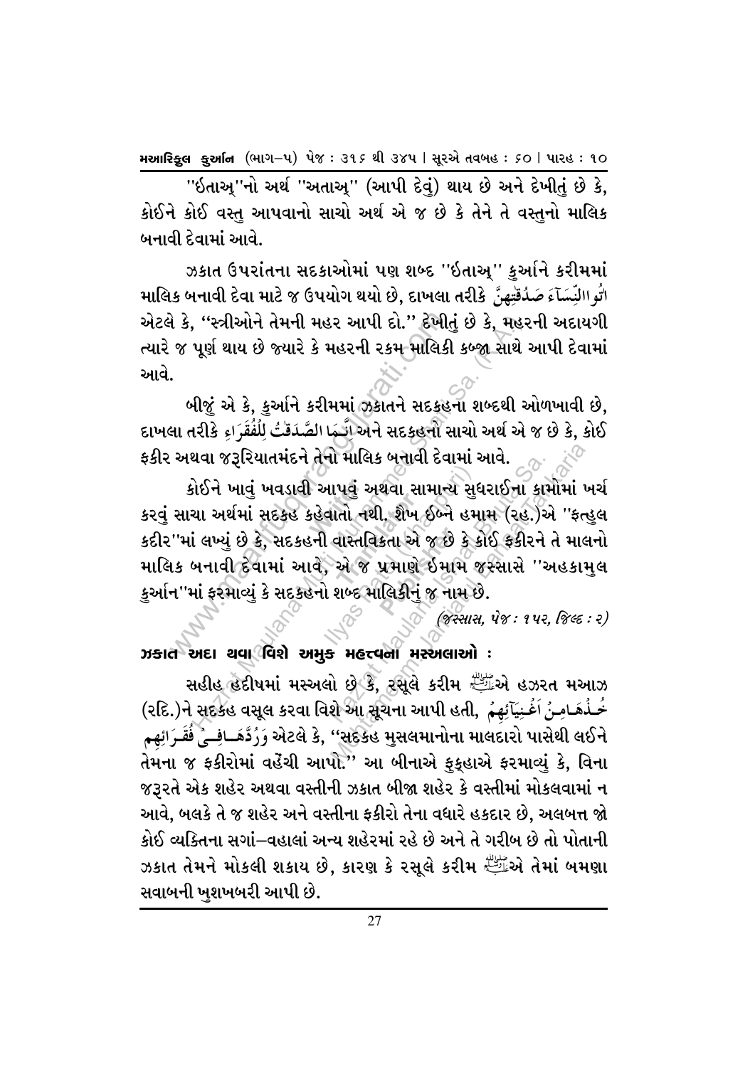"ઈતાઅ્"નો અર્થ "અતાઅ્" (આપી દેવું) થાય છે અને દેખીતું છે કે, કોઈને કોઈ વસ્તુ આપવાનો સાચો અર્થ એ જ છે કે તેને તે વસ્તુનો માલિક બનાવી દેવામાં આવે.

ઝકાત ઉપરાંતના સદકાઓમાં પણ શબ્દ "ઈતાઅ્" કુર્આને કરીમમાં માલિક બનાવી દેવા માટે જ ઉપયોગ થયો છે, દાખલા તરીકે اٰتُوا النِّسَآءَ صَدُقٰتِهِنَّ એટલે કે, "સ્ત્રીઓને તેમની મહર આપી દો." દેખીતું છે કે, મહરની અદાયગી ત્યારે જ પૂર્ણ થાય છે જ્યારે કે મહરની રકમ માલિકી કબ્જા સાથે આપી દેવામાં આવે.

બીજું એ કે, કુર્આને કરીમમાં ઝકાતને સદકહના શબ્દથી ઓળખાવી છે, દાખલા તરીકે اِنَّمَا الصَّدَقٰتُ لِلْفُقَرَاءِ અને સદકહનો સાચો અર્થ એ જ છે કે, કોઈ ફકીર અથવા જરૂરિયાતમંદને તેનો માલિક બનાવી દેવામાં આવે.

કોઈને ખાવું ખવડાવી આપવું અથવા સામાન્ય સુધરાઈના કામોમાં ખર્ચ કરવું સાચા અર્થમાં સદકહ કહેવાતો નથી. શૈખ ઈબ્ને હમામ (રહ.)એ "ફત્હુલ કદીર"માં લખ્યું છે કે, સદકહની વાસ્તવિકતા એ જ છે કે કોઈ ફકીરને તે માલનો માલિક બનાવી દેવામાં આવે, એ જ પ્રમાણે ઈમામ જસ્સાસે "અહકામુલ કુર્આન"માં ફરમાવ્યું કે સદકહનો શબ્દ માલિકીનું જ નામ છે.

*(જસ્સાસ, પેજ : ૧૫૨, જિલ્દ : ૨)*

## ઝકાત અદા થવા વિશે અમુક મહત્ત્વના મસ્અલાઓ :

સહીહ હદીષમાં મસ્અલો છે કે, રસૂલે કરીમ ﷺએ હઝરત મઆઝ (રદિ.)ને સદકહ વસૂલ કરવા વિશે આ સૂચના આપી હતી, خُذْهَا مِنْ اَغْنِيَآئِهِمْ وَرُدَّهَا فِيْ فُقَرَآئِهِم એટલે કે, "સદકહ મુસલમાનોના માલદારો પાસેથી લઈને તેમના જ ફકીરોમાં વહેંચી આપો." આ બીનાએ ફુક્હાએ ફરમાવ્યું કે, વિના જરૂરતે એક શહેર અથવા વસ્તીની ઝકાત બીજા શહેર કે વસ્તીમાં મોકલવામાં ન આવે, બલકે તે જ શહેર અને વસ્તીના ફકીરો તેના વધારે હકદાર છે, અલબત્ત જો કોઈ વ્યક્તિના સગાં–વહાલાં અન્ય શહેરમાં રહે છે અને તે ગરીબ છે તો પોતાની ઝકાત તેમને મોકલી શકાય છે, કારણ કે રસૂલે કરીમ ﷺએ તેમાં બમણા સવાબની ખુશખબરી આપી છે.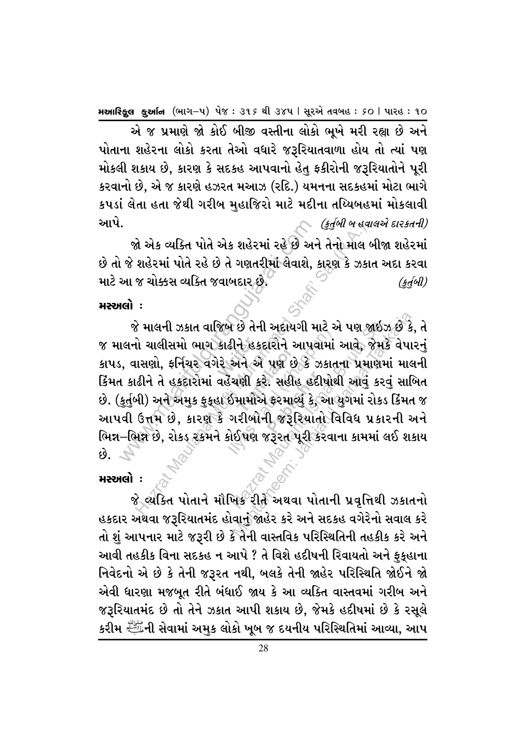એ જ પ્રમાણે જો કોઈ બીજી વસ્તીના લોકો ભૂખે મરી રહ્યા છે અને પોતાના શહેરના લોકો કરતા તેઓ વધારે જરૂરિયાતવાળા હોય તો ત્યાં પણ મોકલી શકાય છે, કારણ કે સદકહ આપવાનો હેતુ ફકીરોની જરૂરિયાતોને પૂરી કરવાનો છે, એ જ કારણે હઝરત મઆઝ (રદિ.) યમનના સદકહમાં મોટા ભાગે કપડાં લેતા હતા જેથી ગરીબ મુહાજિરો માટે મદીના તય્યિબહમાં મોકલાવી આપે. *(કુર્તુબી બ હવાલએ દારકતની)*

જો એક વ્યક્તિ પોતે એક શહેરમાં રહે છે અને તેનો માલ બીજા શહેરમાં છે તો જે શહેરમાં પોતે રહે છે તે ગણતરીમાં લેવાશે, કારણ કે ઝકાત અદા કરવા માટે આ જ ચોક્કસ વ્યક્તિ જવાબદાર છે. *(કુર્તુબી)*

**મસ્અલો :**

જે માલની ઝકાત વાજિબ છે તેની અદાયગી માટે એ પણ જાઈઝ છે કે, તે જ માલનો ચાલીસમો ભાગ કાઢીને હકદારોને આપવામાં આવે, જેમકે વેપારનું કાપડ, વાસણો, ફર્નિચર વગેરે અને એ પણ છે કે ઝકાતના પ્રમાણમાં માલની કિંમત કાઢીને તે હકદારોમાં વહેંચણી કરે. સહીહ હદીષોથી આવું કરવું સાબિત છે. (કુર્તુબી) અને અમુક ફુકહા ઈમામોએ ફરમાવ્યું કે, આ યુગમાં રોકડ કિંમત જ આપવી ઉત્તમ છે, કારણ કે ગરીબોની જરૂરિયાતો વિવિધ પ્રકારની અને ભિન્ન–ભિન્ન છે, રોકડ રકમને કોઈપણ જરૂરત પૂરી કરવાના કામમાં લઈ શકાય છે.

**મસ્અલો :**

જે વ્યક્તિ પોતાને મૌખિક રીતે અથવા પોતાની પ્રવૃત્તિથી ઝકાતનો હકદાર અથવા જરૂરિયાતમંદ હોવાનું જાહેર કરે અને સદકહ વગેરેનો સવાલ કરે તો શું આપનાર માટે જરૂરી છે કે તેની વાસ્તવિક પરિસ્થિતિની તહકીક કરે અને આવી તહકીક વિના સદકહ ન આપે ? તે વિશે હદીષની રિવાયતો અને ફુકહાના નિવેદનો એ છે કે તેની જરૂરત નથી, બલકે તેની જાહેર પરિસ્થિતિ જોઈને જો એવી ધારણા મજબૂત રીતે બંધાઈ જાય કે આ વ્યક્તિ વાસ્તવમાં ગરીબ અને જરૂરિયાતમંદ છે તો તેને ઝકાત આપી શકાય છે, જેમકે હદીષમાં છે કે રસૂલે કરીમ ﷺની સેવામાં અમુક લોકો ખૂબ જ દયનીય પરિસ્થિતિમાં આવ્યા, આપ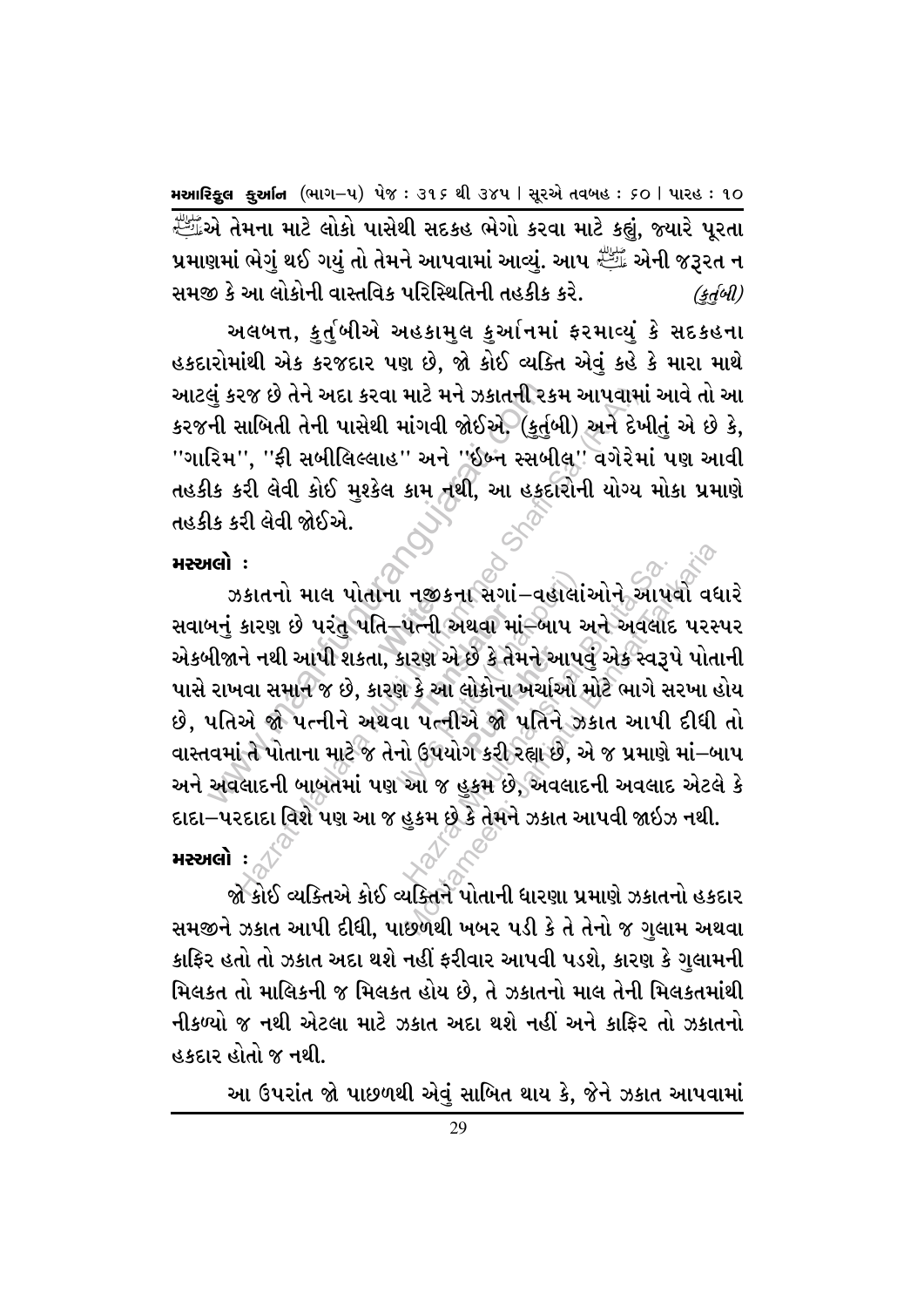ﷺએ તેમના માટે લોકો પાસેથી સદકહ ભેગો કરવા માટે કહ્યું, જ્યારે પૂરતા પ્રમાણમાં ભેગું થઈ ગયું તો તેમને આપવામાં આવ્યું. આપ ﷺ એની જરૂરત ન સમજી કે આ લોકોની વાસ્તવિક પરિસ્થિતિની તહકીક કરે. *(કુર્તુબી)*

અલબત્ત, કુર્તુબીએ અહકામુલ કુર્આનમાં ફરમાવ્યું કે સદકહના હકદારોમાંથી એક કરજદાર પણ છે, જો કોઈ વ્યક્તિ એવું કહે કે મારા માથે આટલું કરજ છે તેને અદા કરવા માટે મને ઝકાતની રકમ આપવામાં આવે તો આ કરજની સાબિતી તેની પાસેથી માંગવી જોઈએ. (કુર્તુબી) અને દેખીતું એ છે કે, "ગારિમ", "ફી સબીલિલ્લાહ" અને "ઈબ્ન સ્સબીલ" વગેરેમાં પણ આવી તહકીક કરી લેવી કોઈ મુશ્કેલ કામ નથી, આ હકદારોની યોગ્ય મોકા પ્રમાણે તહકીક કરી લેવી જોઈએ.

**મસ્અલો :**

ઝકાતનો માલ પોતાના નજીકના સગાં–વહાલાંઓને આપવો વધારે સવાબનું કારણ છે પરંતુ પતિ–પત્ની અથવા માં–બાપ અને અવલાદ પરસ્પર એકબીજાને નથી આપી શકતા, કારણ એ છે કે તેમને આપવું એક સ્વરૂપે પોતાની પાસે રાખવા સમાન જ છે, કારણ કે આ લોકોના ખર્ચાઓ મોટે ભાગે સરખા હોય છે, પતિએ જો પત્નીને અથવા પત્નીએ જો પતિને ઝકાત આપી દીધી તો વાસ્તવમાં તે પોતાના માટે જ તેનો ઉપયોગ કરી રહ્યા છે, એ જ પ્રમાણે માં–બાપ અને અવલાદની બાબતમાં પણ આ જ હુકમ છે, અવલાદની અવલાદ એટલે કે દાદા–પરદાદા વિશે પણ આ જ હુકમ છે કે તેમને ઝકાત આપવી જાઈઝ નથી.

**મસ્અલો :**

જો કોઈ વ્યક્તિએ કોઈ વ્યક્તિને પોતાની ધારણા પ્રમાણે ઝકાતનો હકદાર સમજીને ઝકાત આપી દીધી, પાછળથી ખબર પડી કે તે તેનો જ ગુલામ અથવા કાફિર હતો તો ઝકાત અદા થશે નહીં ફરીવાર આપવી પડશે, કારણ કે ગુલામની મિલકત તો માલિકની જ મિલકત હોય છે, તે ઝકાતનો માલ તેની મિલકતમાંથી નીકળ્યો જ નથી એટલા માટે ઝકાત અદા થશે નહીં અને કાફિર તો ઝકાતનો હકદાર હોતો જ નથી.

આ ઉપરાંત જો પાછળથી એવું સાબિત થાય કે, જેને ઝકાત આપવામાં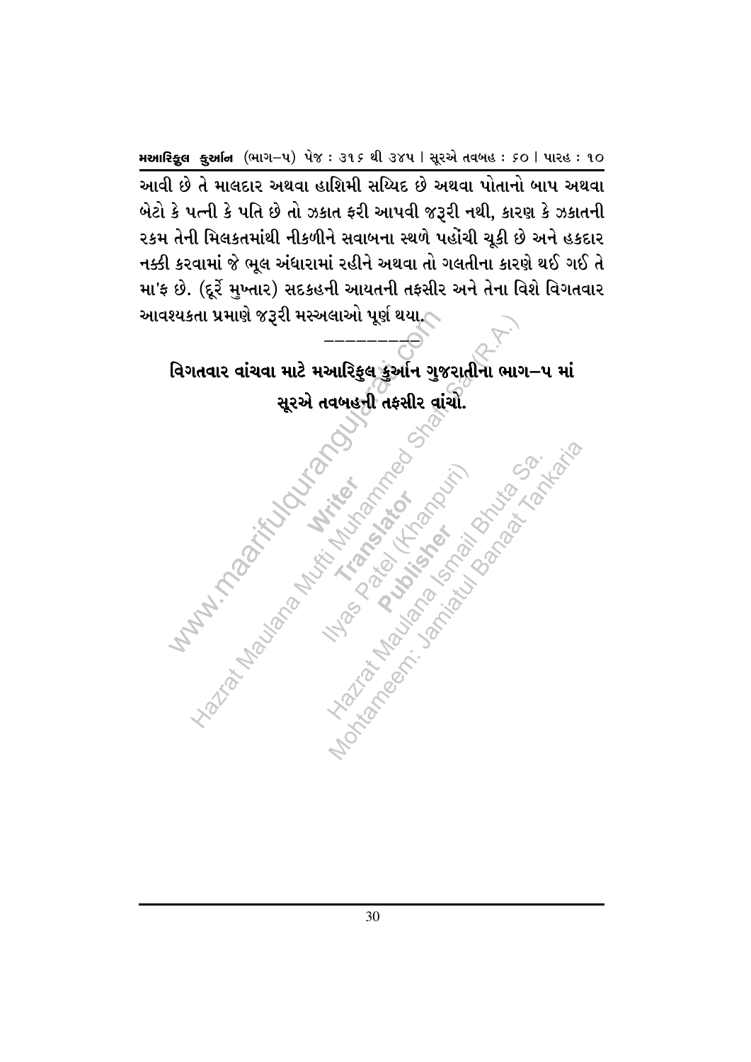આવી છે તે માલદાર અથવા હાશિમી સય્યિદ છે અથવા પોતાનો બાપ અથવા બેટો કે પત્ની કે પતિ છે તો ઝકાત ફરી આપવી જરૂરી નથી, કારણ કે ઝકાતની રકમ તેની મિલકતમાંથી નીકળીને સવાબના સ્થળે પહોંચી ચૂકી છે અને હકદાર નક્કી કરવામાં જે ભૂલ અંધારામાં રહીને અથવા તો ગલતીના કારણે થઈ ગઈ તે મા'ફ છે. (દૂર્રે મુખ્તાર) સદકહની આયતની તફસીર અને તેના વિશે વિગતવાર આવશ્યકતા પ્રમાણે જરૂરી મસ્અલાઓ પૂર્ણ થયા.

---

**વિગતવાર વાંચવા માટે મઆરિફુલ કુર્આન ગુજરાતીના ભાગ–૫ માં સૂરએ તવબહની તફસીર વાંચો.**